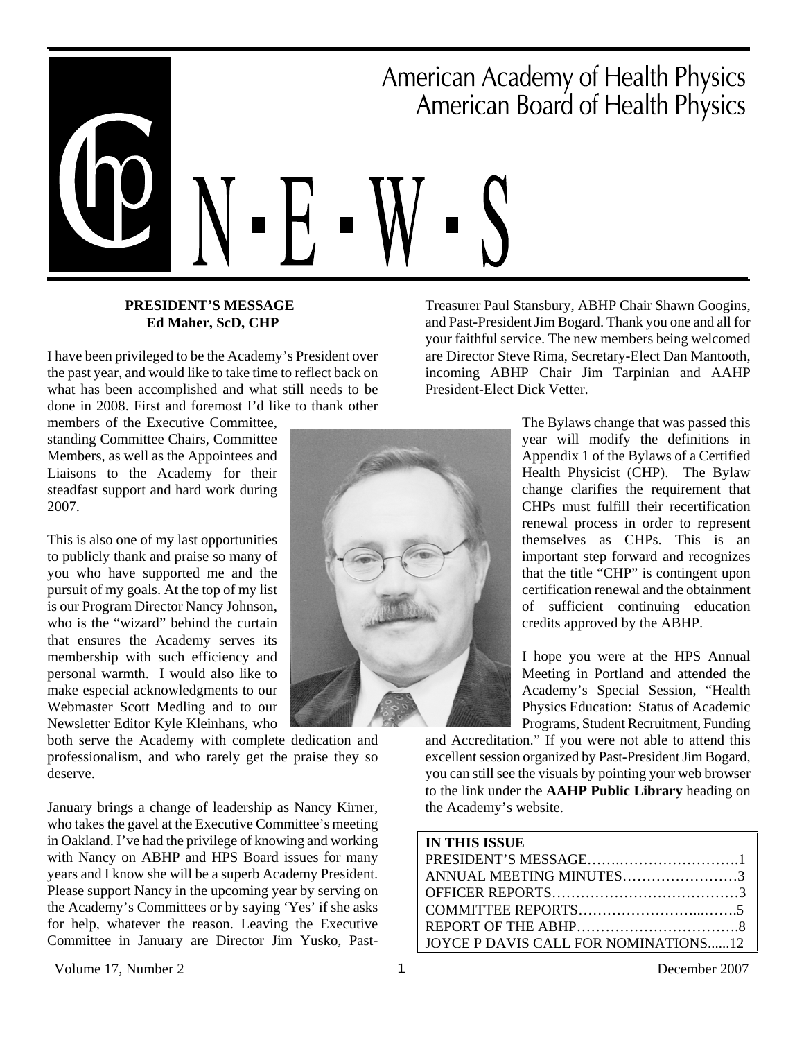# American Academy of Health Physics
# American Board of Health Physics

# CHP N-E-W-S

## PRESIDENT'S MESSAGE
**Ed Maher, ScD, CHP**

I have been privileged to be the Academy's President over the past year, and would like to take time to reflect back on what has been accomplished and what still needs to be done in 2008. First and foremost I'd like to thank other members of the Executive Committee, standing Committee Chairs, Committee Members, as well as the Appointees and Liaisons to the Academy for their steadfast support and hard work during 2007.

This is also one of my last opportunities to publicly thank and praise so many of you who have supported me and the pursuit of my goals. At the top of my list is our Program Director Nancy Johnson, who is the "wizard" behind the curtain that ensures the Academy serves its membership with such efficiency and personal warmth. I would also like to make especial acknowledgments to our Webmaster Scott Medling and to our Newsletter Editor Kyle Kleinhans, who both serve the Academy with complete dedication and professionalism, and who rarely get the praise they so deserve.

January brings a change of leadership as Nancy Kirner, who takes the gavel at the Executive Committee's meeting in Oakland. I've had the privilege of knowing and working with Nancy on ABHP and HPS Board issues for many years and I know she will be a superb Academy President. Please support Nancy in the upcoming year by serving on the Academy's Committees or by saying 'Yes' if she asks for help, whatever the reason. Leaving the Executive Committee in January are Director Jim Yusko, Past-Treasurer Paul Stansbury, ABHP Chair Shawn Googins, and Past-President Jim Bogard. Thank you one and all for your faithful service. The new members being welcomed are Director Steve Rima, Secretary-Elect Dan Mantooth, incoming ABHP Chair Jim Tarpinian and AAHP President-Elect Dick Vetter.

The Bylaws change that was passed this year will modify the definitions in Appendix 1 of the Bylaws of a Certified Health Physicist (CHP). The Bylaw change clarifies the requirement that CHPs must fulfill their recertification renewal process in order to represent themselves as CHPs. This is an important step forward and recognizes that the title "CHP" is contingent upon certification renewal and the obtainment of sufficient continuing education credits approved by the ABHP.

I hope you were at the HPS Annual Meeting in Portland and attended the Academy's Special Session, "Health Physics Education: Status of Academic Programs, Student Recruitment, Funding and Accreditation." If you were not able to attend this excellent session organized by Past-President Jim Bogard, you can still see the visuals by pointing your web browser to the link under the **AAHP Public Library** heading on the Academy's website.

| IN THIS ISSUE | |
|---|---|
| PRESIDENT'S MESSAGE | 1 |
| ANNUAL MEETING MINUTES | 3 |
| OFFICER REPORTS | 3 |
| COMMITTEE REPORTS | 5 |
| REPORT OF THE ABHP | 8 |
| JOYCE P DAVIS CALL FOR NOMINATIONS | 12 |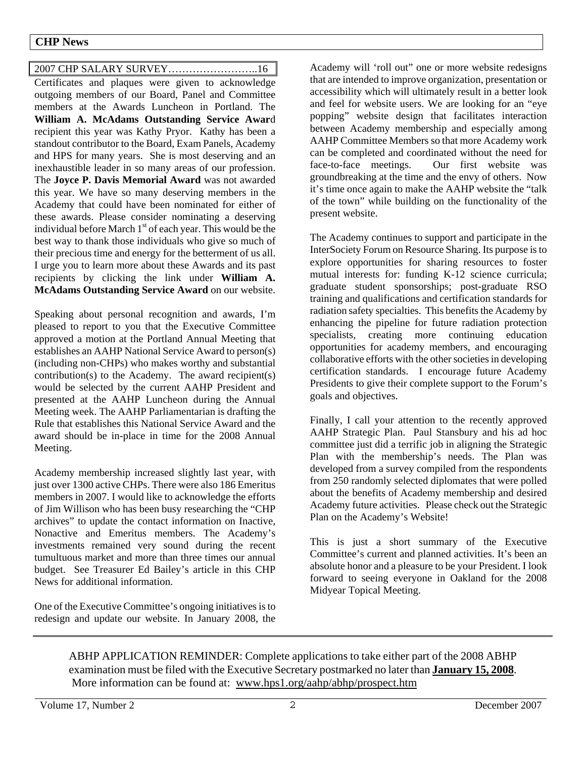2007 CHP SALARY SURVEY……………………..16

Certificates and plaques were given to acknowledge outgoing members of our Board, Panel and Committee members at the Awards Luncheon in Portland. The **William A. McAdams Outstanding Service Awar**d recipient this year was Kathy Pryor. Kathy has been a standout contributor to the Board, Exam Panels, Academy and HPS for many years. She is most deserving and an inexhaustible leader in so many areas of our profession. The **Joyce P. Davis Memorial Award** was not awarded this year. We have so many deserving members in the Academy that could have been nominated for either of these awards. Please consider nominating a deserving individual before March 1st of each year. This would be the best way to thank those individuals who give so much of their precious time and energy for the betterment of us all. I urge you to learn more about these Awards and its past recipients by clicking the link under **William A. McAdams Outstanding Service Award** on our website.

Speaking about personal recognition and awards, I'm pleased to report to you that the Executive Committee approved a motion at the Portland Annual Meeting that establishes an AAHP National Service Award to person(s) (including non-CHPs) who makes worthy and substantial contribution(s) to the Academy. The award recipient(s) would be selected by the current AAHP President and presented at the AAHP Luncheon during the Annual Meeting week. The AAHP Parliamentarian is drafting the Rule that establishes this National Service Award and the award should be in-place in time for the 2008 Annual Meeting.

Academy membership increased slightly last year, with just over 1300 active CHPs. There were also 186 Emeritus members in 2007. I would like to acknowledge the efforts of Jim Willison who has been busy researching the "CHP archives" to update the contact information on Inactive, Nonactive and Emeritus members. The Academy's investments remained very sound during the recent tumultuous market and more than three times our annual budget. See Treasurer Ed Bailey's article in this CHP News for additional information.

One of the Executive Committee's ongoing initiatives is to redesign and update our website. In January 2008, the Academy will 'roll out" one or more website redesigns that are intended to improve organization, presentation or accessibility which will ultimately result in a better look and feel for website users. We are looking for an "eye popping" website design that facilitates interaction between Academy membership and especially among AAHP Committee Members so that more Academy work can be completed and coordinated without the need for face-to-face meetings. Our first website was groundbreaking at the time and the envy of others. Now it's time once again to make the AAHP website the "talk of the town" while building on the functionality of the present website.

The Academy continues to support and participate in the InterSociety Forum on Resource Sharing. Its purpose is to explore opportunities for sharing resources to foster mutual interests for: funding K-12 science curricula; graduate student sponsorships; post-graduate RSO training and qualifications and certification standards for radiation safety specialties. This benefits the Academy by enhancing the pipeline for future radiation protection specialists, creating more continuing education opportunities for academy members, and encouraging collaborative efforts with the other societies in developing certification standards. I encourage future Academy Presidents to give their complete support to the Forum's goals and objectives.

Finally, I call your attention to the recently approved AAHP Strategic Plan. Paul Stansbury and his ad hoc committee just did a terrific job in aligning the Strategic Plan with the membership's needs. The Plan was developed from a survey compiled from the respondents from 250 randomly selected diplomates that were polled about the benefits of Academy membership and desired Academy future activities. Please check out the Strategic Plan on the Academy's Website!

This is just a short summary of the Executive Committee's current and planned activities. It's been an absolute honor and a pleasure to be your President. I look forward to seeing everyone in Oakland for the 2008 Midyear Topical Meeting.

---

ABHP APPLICATION REMINDER: Complete applications to take either part of the 2008 ABHP examination must be filed with the Executive Secretary postmarked no later than **January 15, 2008**. More information can be found at: www.hps1.org/aahp/abhp/prospect.htm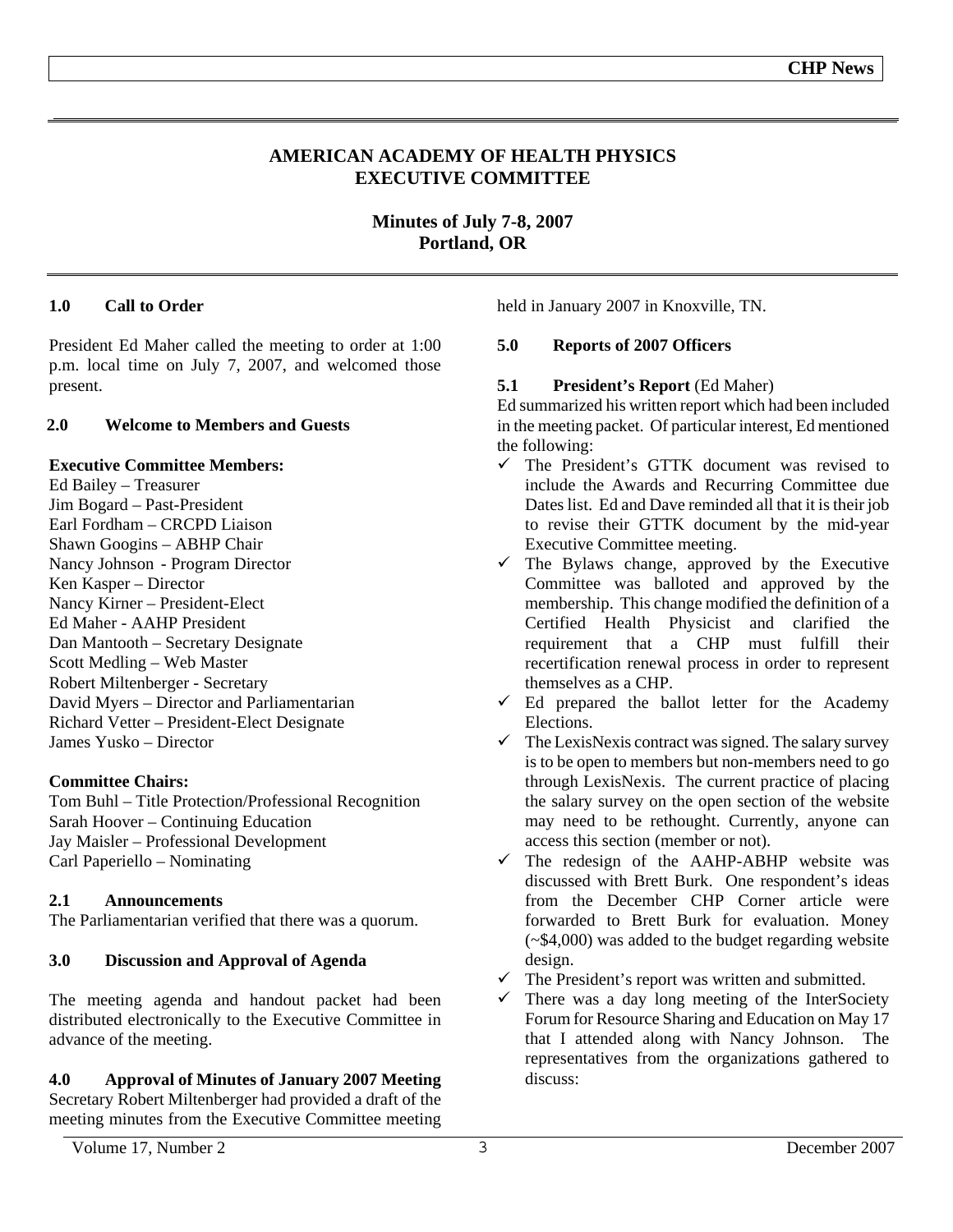# AMERICAN ACADEMY OF HEALTH PHYSICS EXECUTIVE COMMITTEE

## Minutes of July 7-8, 2007 Portland, OR

### 1.0 Call to Order

President Ed Maher called the meeting to order at 1:00 p.m. local time on July 7, 2007, and welcomed those present.

### 2.0 Welcome to Members and Guests

**Executive Committee Members:**

Ed Bailey – Treasurer
Jim Bogard – Past-President
Earl Fordham – CRCPD Liaison
Shawn Googins – ABHP Chair
Nancy Johnson - Program Director
Ken Kasper – Director
Nancy Kirner – President-Elect
Ed Maher - AAHP President
Dan Mantooth – Secretary Designate
Scott Medling – Web Master
Robert Miltenberger - Secretary
David Myers – Director and Parliamentarian
Richard Vetter – President-Elect Designate
James Yusko – Director

**Committee Chairs:**

Tom Buhl – Title Protection/Professional Recognition
Sarah Hoover – Continuing Education
Jay Maisler – Professional Development
Carl Paperiello – Nominating

### 2.1 Announcements

The Parliamentarian verified that there was a quorum.

### 3.0 Discussion and Approval of Agenda

The meeting agenda and handout packet had been distributed electronically to the Executive Committee in advance of the meeting.

### 4.0 Approval of Minutes of January 2007 Meeting

Secretary Robert Miltenberger had provided a draft of the meeting minutes from the Executive Committee meeting held in January 2007 in Knoxville, TN.

### 5.0 Reports of 2007 Officers

#### 5.1 President's Report (Ed Maher)

Ed summarized his written report which had been included in the meeting packet. Of particular interest, Ed mentioned the following:

- ✓ The President's GTTK document was revised to include the Awards and Recurring Committee due Dates list. Ed and Dave reminded all that it is their job to revise their GTTK document by the mid-year Executive Committee meeting.
- ✓ The Bylaws change, approved by the Executive Committee was balloted and approved by the membership. This change modified the definition of a Certified Health Physicist and clarified the requirement that a CHP must fulfill their recertification renewal process in order to represent themselves as a CHP.
- ✓ Ed prepared the ballot letter for the Academy Elections.
- ✓ The LexisNexis contract was signed. The salary survey is to be open to members but non-members need to go through LexisNexis. The current practice of placing the salary survey on the open section of the website may need to be rethought. Currently, anyone can access this section (member or not).
- ✓ The redesign of the AAHP-ABHP website was discussed with Brett Burk. One respondent's ideas from the December CHP Corner article were forwarded to Brett Burk for evaluation. Money (~$4,000) was added to the budget regarding website design.
- ✓ The President's report was written and submitted.
- ✓ There was a day long meeting of the InterSociety Forum for Resource Sharing and Education on May 17 that I attended along with Nancy Johnson. The representatives from the organizations gathered to discuss: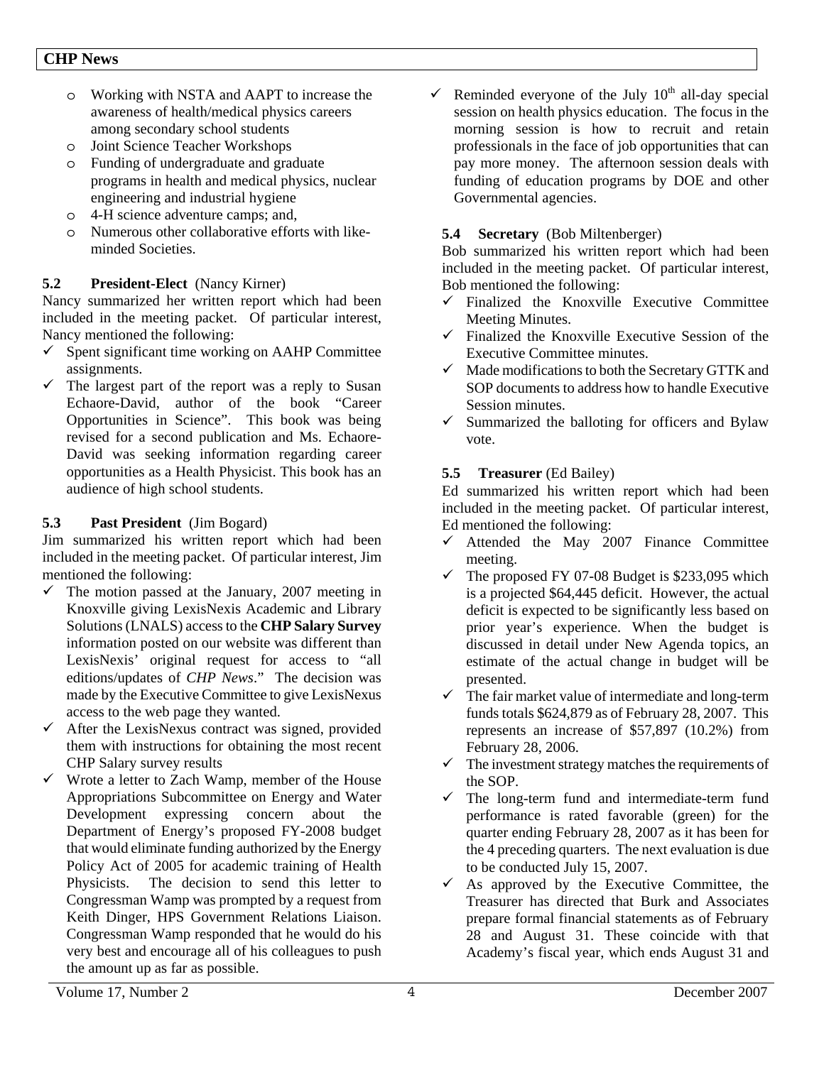- Working with NSTA and AAPT to increase the awareness of health/medical physics careers among secondary school students
- Joint Science Teacher Workshops
- Funding of undergraduate and graduate programs in health and medical physics, nuclear engineering and industrial hygiene
- 4-H science adventure camps; and,
- Numerous other collaborative efforts with like-minded Societies.

**5.2 President-Elect** (Nancy Kirner)

Nancy summarized her written report which had been included in the meeting packet. Of particular interest, Nancy mentioned the following:

- ✓ Spent significant time working on AAHP Committee assignments.
- ✓ The largest part of the report was a reply to Susan Echaore-David, author of the book "Career Opportunities in Science". This book was being revised for a second publication and Ms. Echaore-David was seeking information regarding career opportunities as a Health Physicist. This book has an audience of high school students.

**5.3 Past President** (Jim Bogard)

Jim summarized his written report which had been included in the meeting packet. Of particular interest, Jim mentioned the following:

- ✓ The motion passed at the January, 2007 meeting in Knoxville giving LexisNexis Academic and Library Solutions (LNALS) access to the **CHP Salary Survey** information posted on our website was different than LexisNexis' original request for access to "all editions/updates of *CHP News*." The decision was made by the Executive Committee to give LexisNexus access to the web page they wanted.
- ✓ After the LexisNexus contract was signed, provided them with instructions for obtaining the most recent CHP Salary survey results
- ✓ Wrote a letter to Zach Wamp, member of the House Appropriations Subcommittee on Energy and Water Development expressing concern about the Department of Energy's proposed FY-2008 budget that would eliminate funding authorized by the Energy Policy Act of 2005 for academic training of Health Physicists. The decision to send this letter to Congressman Wamp was prompted by a request from Keith Dinger, HPS Government Relations Liaison. Congressman Wamp responded that he would do his very best and encourage all of his colleagues to push the amount up as far as possible.
- ✓ Reminded everyone of the July 10th all-day special session on health physics education. The focus in the morning session is how to recruit and retain professionals in the face of job opportunities that can pay more money. The afternoon session deals with funding of education programs by DOE and other Governmental agencies.

**5.4 Secretary** (Bob Miltenberger)

Bob summarized his written report which had been included in the meeting packet. Of particular interest, Bob mentioned the following:

- ✓ Finalized the Knoxville Executive Committee Meeting Minutes.
- ✓ Finalized the Knoxville Executive Session of the Executive Committee minutes.
- ✓ Made modifications to both the Secretary GTTK and SOP documents to address how to handle Executive Session minutes.
- ✓ Summarized the balloting for officers and Bylaw vote.

**5.5 Treasurer** (Ed Bailey)

Ed summarized his written report which had been included in the meeting packet. Of particular interest, Ed mentioned the following:

- ✓ Attended the May 2007 Finance Committee meeting.
- ✓ The proposed FY 07-08 Budget is $233,095 which is a projected $64,445 deficit. However, the actual deficit is expected to be significantly less based on prior year's experience. When the budget is discussed in detail under New Agenda topics, an estimate of the actual change in budget will be presented.
- ✓ The fair market value of intermediate and long-term funds totals $624,879 as of February 28, 2007. This represents an increase of $57,897 (10.2%) from February 28, 2006.
- ✓ The investment strategy matches the requirements of the SOP.
- ✓ The long-term fund and intermediate-term fund performance is rated favorable (green) for the quarter ending February 28, 2007 as it has been for the 4 preceding quarters. The next evaluation is due to be conducted July 15, 2007.
- ✓ As approved by the Executive Committee, the Treasurer has directed that Burk and Associates prepare formal financial statements as of February 28 and August 31. These coincide with that Academy's fiscal year, which ends August 31 and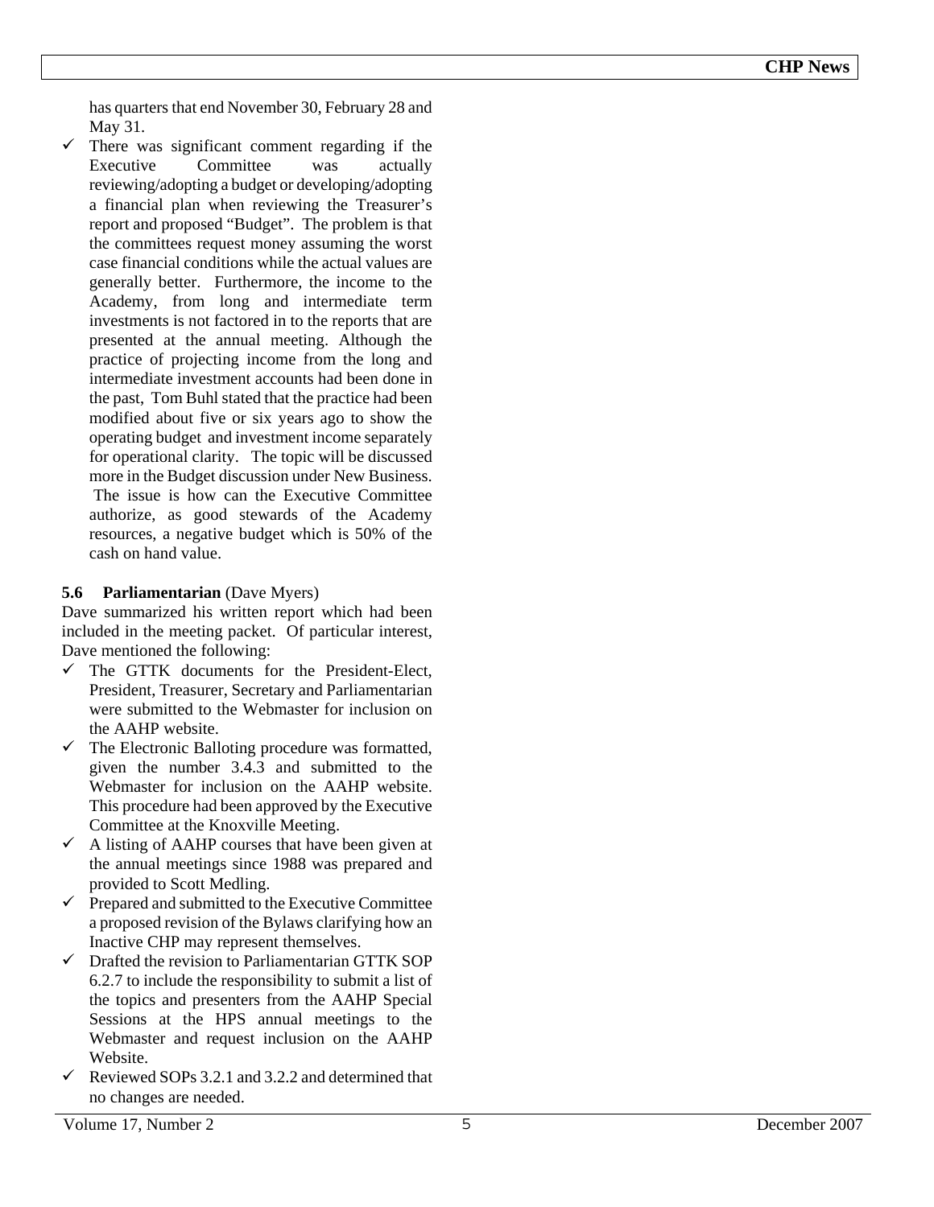has quarters that end November 30, February 28 and May 31.

- ✓ There was significant comment regarding if the Executive Committee was actually reviewing/adopting a budget or developing/adopting a financial plan when reviewing the Treasurer's report and proposed "Budget". The problem is that the committees request money assuming the worst case financial conditions while the actual values are generally better. Furthermore, the income to the Academy, from long and intermediate term investments is not factored in to the reports that are presented at the annual meeting. Although the practice of projecting income from the long and intermediate investment accounts had been done in the past, Tom Buhl stated that the practice had been modified about five or six years ago to show the operating budget and investment income separately for operational clarity. The topic will be discussed more in the Budget discussion under New Business. The issue is how can the Executive Committee authorize, as good stewards of the Academy resources, a negative budget which is 50% of the cash on hand value.

**5.6 Parliamentarian** (Dave Myers)

Dave summarized his written report which had been included in the meeting packet. Of particular interest, Dave mentioned the following:

- ✓ The GTTK documents for the President-Elect, President, Treasurer, Secretary and Parliamentarian were submitted to the Webmaster for inclusion on the AAHP website.
- ✓ The Electronic Balloting procedure was formatted, given the number 3.4.3 and submitted to the Webmaster for inclusion on the AAHP website. This procedure had been approved by the Executive Committee at the Knoxville Meeting.
- ✓ A listing of AAHP courses that have been given at the annual meetings since 1988 was prepared and provided to Scott Medling.
- ✓ Prepared and submitted to the Executive Committee a proposed revision of the Bylaws clarifying how an Inactive CHP may represent themselves.
- ✓ Drafted the revision to Parliamentarian GTTK SOP 6.2.7 to include the responsibility to submit a list of the topics and presenters from the AAHP Special Sessions at the HPS annual meetings to the Webmaster and request inclusion on the AAHP Website.
- ✓ Reviewed SOPs 3.2.1 and 3.2.2 and determined that no changes are needed.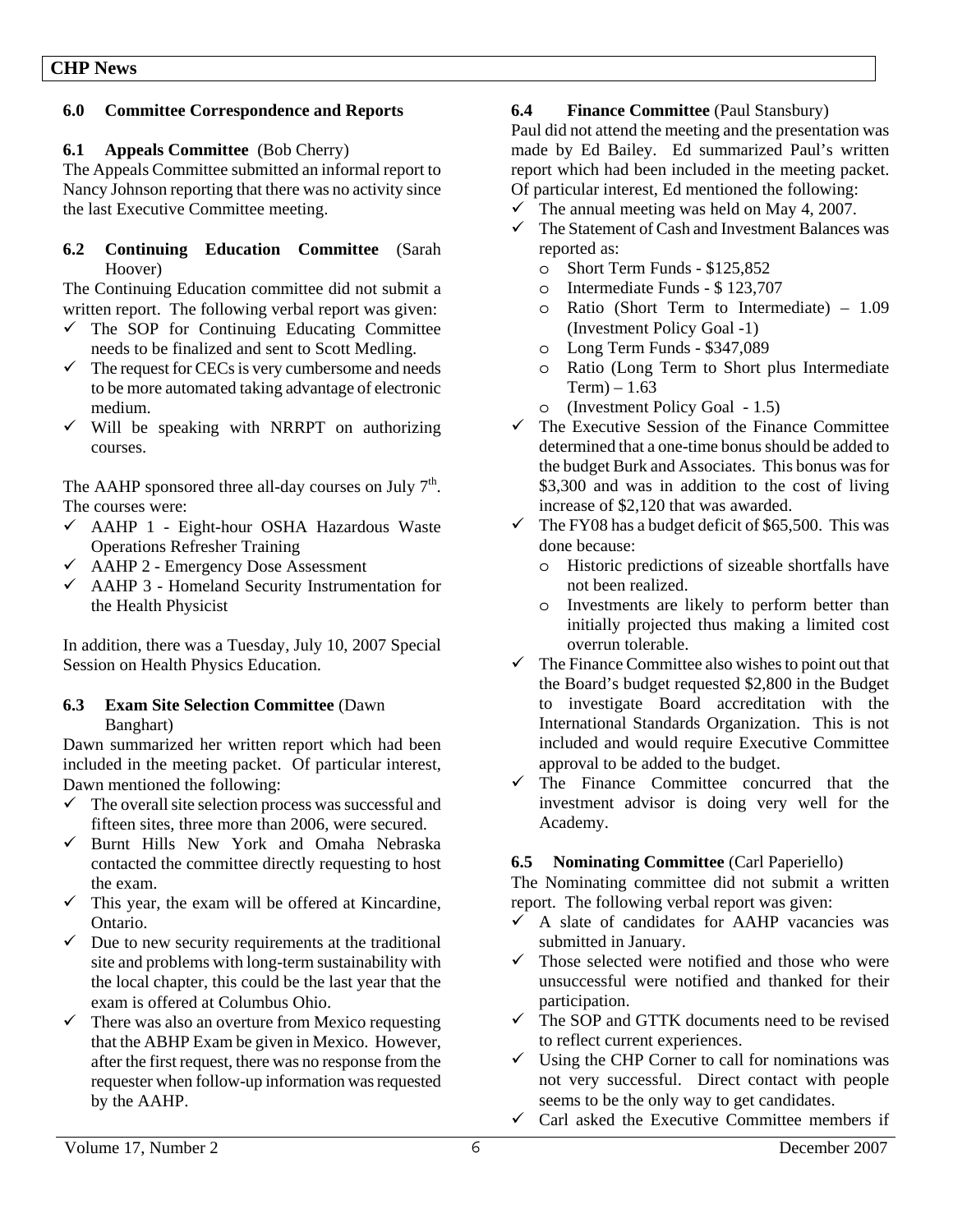## 6.0 Committee Correspondence and Reports

### 6.1 Appeals Committee (Bob Cherry)

The Appeals Committee submitted an informal report to Nancy Johnson reporting that there was no activity since the last Executive Committee meeting.

### 6.2 Continuing Education Committee (Sarah Hoover)

The Continuing Education committee did not submit a written report. The following verbal report was given:

- ✓ The SOP for Continuing Educating Committee needs to be finalized and sent to Scott Medling.
- ✓ The request for CECs is very cumbersome and needs to be more automated taking advantage of electronic medium.
- ✓ Will be speaking with NRRPT on authorizing courses.

The AAHP sponsored three all-day courses on July 7th. The courses were:

- ✓ AAHP 1 - Eight-hour OSHA Hazardous Waste Operations Refresher Training
- ✓ AAHP 2 - Emergency Dose Assessment
- ✓ AAHP 3 - Homeland Security Instrumentation for the Health Physicist

In addition, there was a Tuesday, July 10, 2007 Special Session on Health Physics Education.

### 6.3 Exam Site Selection Committee (Dawn Banghart)

Dawn summarized her written report which had been included in the meeting packet. Of particular interest, Dawn mentioned the following:

- ✓ The overall site selection process was successful and fifteen sites, three more than 2006, were secured.
- ✓ Burnt Hills New York and Omaha Nebraska contacted the committee directly requesting to host the exam.
- ✓ This year, the exam will be offered at Kincardine, Ontario.
- ✓ Due to new security requirements at the traditional site and problems with long-term sustainability with the local chapter, this could be the last year that the exam is offered at Columbus Ohio.
- ✓ There was also an overture from Mexico requesting that the ABHP Exam be given in Mexico. However, after the first request, there was no response from the requester when follow-up information was requested by the AAHP.

### 6.4 Finance Committee (Paul Stansbury)

Paul did not attend the meeting and the presentation was made by Ed Bailey. Ed summarized Paul's written report which had been included in the meeting packet. Of particular interest, Ed mentioned the following:

- ✓ The annual meeting was held on May 4, 2007.
- ✓ The Statement of Cash and Investment Balances was reported as:
  - o Short Term Funds - $125,852
  - o Intermediate Funds - $ 123,707
  - o Ratio (Short Term to Intermediate) – 1.09 (Investment Policy Goal -1)
  - o Long Term Funds - $347,089
  - o Ratio (Long Term to Short plus Intermediate Term) – 1.63
  - o (Investment Policy Goal - 1.5)
- ✓ The Executive Session of the Finance Committee determined that a one-time bonus should be added to the budget Burk and Associates. This bonus was for $3,300 and was in addition to the cost of living increase of $2,120 that was awarded.
- ✓ The FY08 has a budget deficit of $65,500. This was done because:
  - o Historic predictions of sizeable shortfalls have not been realized.
  - o Investments are likely to perform better than initially projected thus making a limited cost overrun tolerable.
- ✓ The Finance Committee also wishes to point out that the Board's budget requested $2,800 in the Budget to investigate Board accreditation with the International Standards Organization. This is not included and would require Executive Committee approval to be added to the budget.
- ✓ The Finance Committee concurred that the investment advisor is doing very well for the Academy.

### 6.5 Nominating Committee (Carl Paperiello)

The Nominating committee did not submit a written report. The following verbal report was given:

- ✓ A slate of candidates for AAHP vacancies was submitted in January.
- ✓ Those selected were notified and those who were unsuccessful were notified and thanked for their participation.
- ✓ The SOP and GTTK documents need to be revised to reflect current experiences.
- ✓ Using the CHP Corner to call for nominations was not very successful. Direct contact with people seems to be the only way to get candidates.
- ✓ Carl asked the Executive Committee members if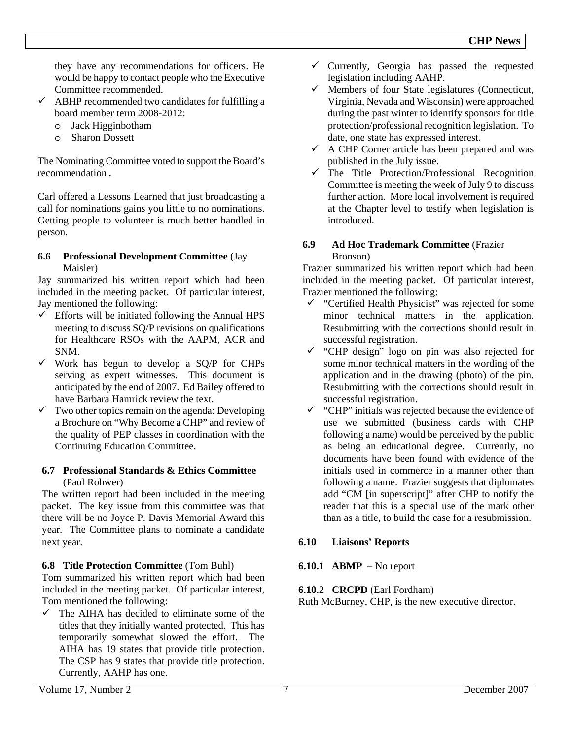they have any recommendations for officers. He would be happy to contact people who the Executive Committee recommended.

- ✓ ABHP recommended two candidates for fulfilling a board member term 2008-2012:
  - Jack Higginbotham
  - Sharon Dossett

The Nominating Committee voted to support the Board's recommendation.

Carl offered a Lessons Learned that just broadcasting a call for nominations gains you little to no nominations. Getting people to volunteer is much better handled in person.

### 6.6 Professional Development Committee (Jay Maisler)

Jay summarized his written report which had been included in the meeting packet. Of particular interest, Jay mentioned the following:

- ✓ Efforts will be initiated following the Annual HPS meeting to discuss SQ/P revisions on qualifications for Healthcare RSOs with the AAPM, ACR and SNM.
- ✓ Work has begun to develop a SQ/P for CHPs serving as expert witnesses. This document is anticipated by the end of 2007. Ed Bailey offered to have Barbara Hamrick review the text.
- ✓ Two other topics remain on the agenda: Developing a Brochure on "Why Become a CHP" and review of the quality of PEP classes in coordination with the Continuing Education Committee.

### 6.7 Professional Standards & Ethics Committee (Paul Rohwer)

The written report had been included in the meeting packet. The key issue from this committee was that there will be no Joyce P. Davis Memorial Award this year. The Committee plans to nominate a candidate next year.

### 6.8 Title Protection Committee (Tom Buhl)

Tom summarized his written report which had been included in the meeting packet. Of particular interest, Tom mentioned the following:

- ✓ The AIHA has decided to eliminate some of the titles that they initially wanted protected. This has temporarily somewhat slowed the effort. The AIHA has 19 states that provide title protection. The CSP has 9 states that provide title protection. Currently, AAHP has one.
- ✓ Currently, Georgia has passed the requested legislation including AAHP.
- ✓ Members of four State legislatures (Connecticut, Virginia, Nevada and Wisconsin) were approached during the past winter to identify sponsors for title protection/professional recognition legislation. To date, one state has expressed interest.
- ✓ A CHP Corner article has been prepared and was published in the July issue.
- ✓ The Title Protection/Professional Recognition Committee is meeting the week of July 9 to discuss further action. More local involvement is required at the Chapter level to testify when legislation is introduced.

### 6.9 Ad Hoc Trademark Committee (Frazier Bronson)

Frazier summarized his written report which had been included in the meeting packet. Of particular interest, Frazier mentioned the following:

- ✓ "Certified Health Physicist" was rejected for some minor technical matters in the application. Resubmitting with the corrections should result in successful registration.
- ✓ "CHP design" logo on pin was also rejected for some minor technical matters in the wording of the application and in the drawing (photo) of the pin. Resubmitting with the corrections should result in successful registration.
- ✓ "CHP" initials was rejected because the evidence of use we submitted (business cards with CHP following a name) would be perceived by the public as being an educational degree. Currently, no documents have been found with evidence of the initials used in commerce in a manner other than following a name. Frazier suggests that diplomates add "CM [in superscript]" after CHP to notify the reader that this is a special use of the mark other than as a title, to build the case for a resubmission.

### 6.10 Liaisons' Reports

**6.10.1 ABMP** – No report

**6.10.2 CRCPD** (Earl Fordham)

Ruth McBurney, CHP, is the new executive director.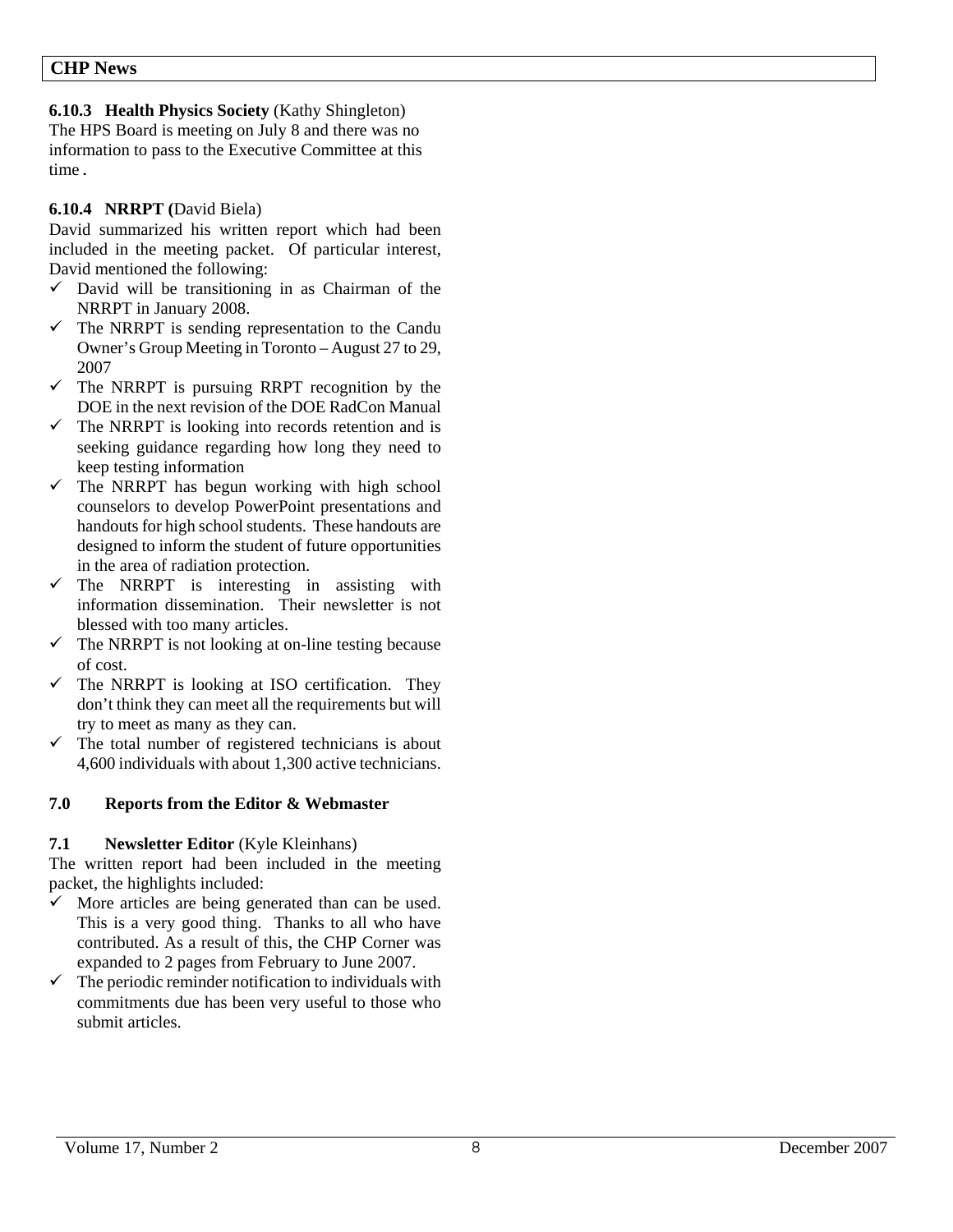**6.10.3 Health Physics Society** (Kathy Shingleton)
The HPS Board is meeting on July 8 and there was no information to pass to the Executive Committee at this time.

**6.10.4 NRRPT (**David Biela)
David summarized his written report which had been included in the meeting packet. Of particular interest, David mentioned the following:

- ✓ David will be transitioning in as Chairman of the NRRPT in January 2008.
- ✓ The NRRPT is sending representation to the Candu Owner's Group Meeting in Toronto – August 27 to 29, 2007
- ✓ The NRRPT is pursuing RRPT recognition by the DOE in the next revision of the DOE RadCon Manual
- ✓ The NRRPT is looking into records retention and is seeking guidance regarding how long they need to keep testing information
- ✓ The NRRPT has begun working with high school counselors to develop PowerPoint presentations and handouts for high school students. These handouts are designed to inform the student of future opportunities in the area of radiation protection.
- ✓ The NRRPT is interesting in assisting with information dissemination. Their newsletter is not blessed with too many articles.
- ✓ The NRRPT is not looking at on-line testing because of cost.
- ✓ The NRRPT is looking at ISO certification. They don't think they can meet all the requirements but will try to meet as many as they can.
- ✓ The total number of registered technicians is about 4,600 individuals with about 1,300 active technicians.

## 7.0 Reports from the Editor & Webmaster

**7.1 Newsletter Editor** (Kyle Kleinhans)
The written report had been included in the meeting packet, the highlights included:

- ✓ More articles are being generated than can be used. This is a very good thing. Thanks to all who have contributed. As a result of this, the CHP Corner was expanded to 2 pages from February to June 2007.
- ✓ The periodic reminder notification to individuals with commitments due has been very useful to those who submit articles.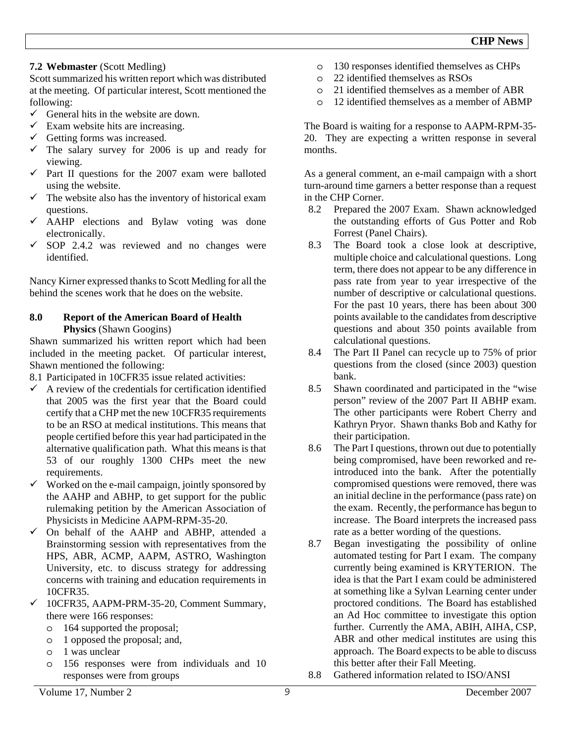### 7.2 Webmaster (Scott Medling)

Scott summarized his written report which was distributed at the meeting. Of particular interest, Scott mentioned the following:

- ✓ General hits in the website are down.
- ✓ Exam website hits are increasing.
- ✓ Getting forms was increased.
- ✓ The salary survey for 2006 is up and ready for viewing.
- ✓ Part II questions for the 2007 exam were balloted using the website.
- ✓ The website also has the inventory of historical exam questions.
- ✓ AAHP elections and Bylaw voting was done electronically.
- ✓ SOP 2.4.2 was reviewed and no changes were identified.

Nancy Kirner expressed thanks to Scott Medling for all the behind the scenes work that he does on the website.

### 8.0 Report of the American Board of Health Physics (Shawn Googins)

Shawn summarized his written report which had been included in the meeting packet. Of particular interest, Shawn mentioned the following:

8.1 Participated in 10CFR35 issue related activities:

- ✓ A review of the credentials for certification identified that 2005 was the first year that the Board could certify that a CHP met the new 10CFR35 requirements to be an RSO at medical institutions. This means that people certified before this year had participated in the alternative qualification path. What this means is that 53 of our roughly 1300 CHPs meet the new requirements.
- ✓ Worked on the e-mail campaign, jointly sponsored by the AAHP and ABHP, to get support for the public rulemaking petition by the American Association of Physicists in Medicine AAPM-RPM-35-20.
- ✓ On behalf of the AAHP and ABHP, attended a Brainstorming session with representatives from the HPS, ABR, ACMP, AAPM, ASTRO, Washington University, etc. to discuss strategy for addressing concerns with training and education requirements in 10CFR35.
- ✓ 10CFR35, AAPM-PRM-35-20, Comment Summary, there were 166 responses:
  - o 164 supported the proposal;
  - o 1 opposed the proposal; and,
  - o 1 was unclear
  - o 156 responses were from individuals and 10 responses were from groups
  - o 130 responses identified themselves as CHPs
  - o 22 identified themselves as RSOs
  - o 21 identified themselves as a member of ABR
  - o 12 identified themselves as a member of ABMP

The Board is waiting for a response to AAPM-RPM-35-20. They are expecting a written response in several months.

As a general comment, an e-mail campaign with a short turn-around time garners a better response than a request in the CHP Corner.

8.2 Prepared the 2007 Exam. Shawn acknowledged the outstanding efforts of Gus Potter and Rob Forrest (Panel Chairs).

8.3 The Board took a close look at descriptive, multiple choice and calculational questions. Long term, there does not appear to be any difference in pass rate from year to year irrespective of the number of descriptive or calculational questions. For the past 10 years, there has been about 300 points available to the candidates from descriptive questions and about 350 points available from calculational questions.

8.4 The Part II Panel can recycle up to 75% of prior questions from the closed (since 2003) question bank.

8.5 Shawn coordinated and participated in the "wise person" review of the 2007 Part II ABHP exam. The other participants were Robert Cherry and Kathryn Pryor. Shawn thanks Bob and Kathy for their participation.

8.6 The Part I questions, thrown out due to potentially being compromised, have been reworked and re-introduced into the bank. After the potentially compromised questions were removed, there was an initial decline in the performance (pass rate) on the exam. Recently, the performance has begun to increase. The Board interprets the increased pass rate as a better wording of the questions.

8.7 Began investigating the possibility of online automated testing for Part I exam. The company currently being examined is KRYTERION. The idea is that the Part I exam could be administered at something like a Sylvan Learning center under proctored conditions. The Board has established an Ad Hoc committee to investigate this option further. Currently the AMA, ABIH, AIHA, CSP, ABR and other medical institutes are using this approach. The Board expects to be able to discuss this better after their Fall Meeting.

8.8 Gathered information related to ISO/ANSI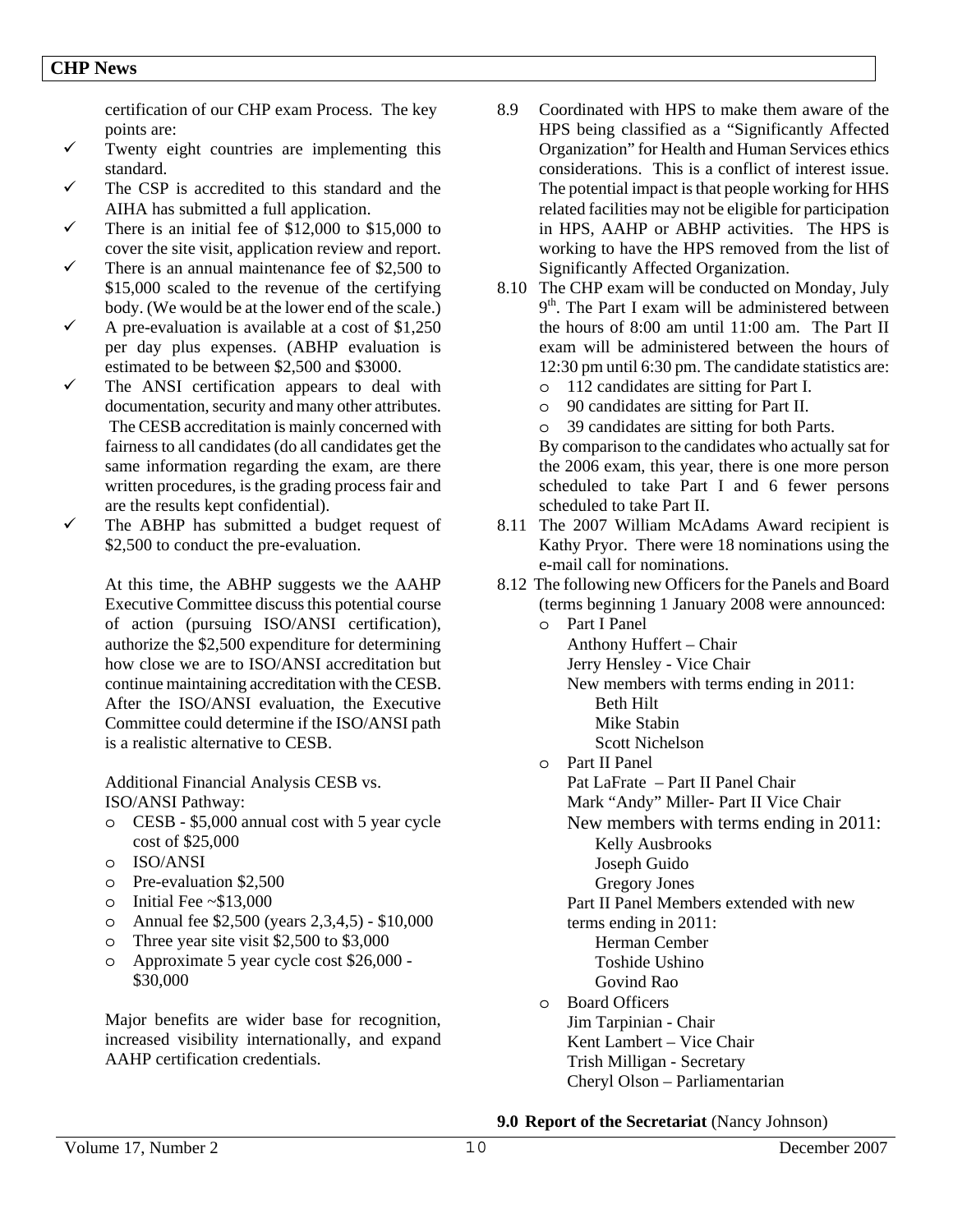certification of our CHP exam Process. The key points are:

- ✓ Twenty eight countries are implementing this standard.
- ✓ The CSP is accredited to this standard and the AIHA has submitted a full application.
- ✓ There is an initial fee of $12,000 to $15,000 to cover the site visit, application review and report.
- ✓ There is an annual maintenance fee of $2,500 to $15,000 scaled to the revenue of the certifying body. (We would be at the lower end of the scale.)
- ✓ A pre-evaluation is available at a cost of $1,250 per day plus expenses. (ABHP evaluation is estimated to be between $2,500 and $3000.
- ✓ The ANSI certification appears to deal with documentation, security and many other attributes. The CESB accreditation is mainly concerned with fairness to all candidates (do all candidates get the same information regarding the exam, are there written procedures, is the grading process fair and are the results kept confidential).
- ✓ The ABHP has submitted a budget request of $2,500 to conduct the pre-evaluation.

At this time, the ABHP suggests we the AAHP Executive Committee discuss this potential course of action (pursuing ISO/ANSI certification), authorize the $2,500 expenditure for determining how close we are to ISO/ANSI accreditation but continue maintaining accreditation with the CESB. After the ISO/ANSI evaluation, the Executive Committee could determine if the ISO/ANSI path is a realistic alternative to CESB.

Additional Financial Analysis CESB vs. ISO/ANSI Pathway:

- CESB - $5,000 annual cost with 5 year cycle cost of $25,000
- ISO/ANSI
- Pre-evaluation $2,500
- Initial Fee ~$13,000
- Annual fee $2,500 (years 2,3,4,5) - $10,000
- Three year site visit $2,500 to $3,000
- Approximate 5 year cycle cost $26,000 - $30,000

Major benefits are wider base for recognition, increased visibility internationally, and expand AAHP certification credentials.

8.9 Coordinated with HPS to make them aware of the HPS being classified as a "Significantly Affected Organization" for Health and Human Services ethics considerations. This is a conflict of interest issue. The potential impact is that people working for HHS related facilities may not be eligible for participation in HPS, AAHP or ABHP activities. The HPS is working to have the HPS removed from the list of Significantly Affected Organization.

8.10 The CHP exam will be conducted on Monday, July 9th. The Part I exam will be administered between the hours of 8:00 am until 11:00 am. The Part II exam will be administered between the hours of 12:30 pm until 6:30 pm. The candidate statistics are:

- 112 candidates are sitting for Part I.
- 90 candidates are sitting for Part II.
- 39 candidates are sitting for both Parts.

By comparison to the candidates who actually sat for the 2006 exam, this year, there is one more person scheduled to take Part I and 6 fewer persons scheduled to take Part II.

8.11 The 2007 William McAdams Award recipient is Kathy Pryor. There were 18 nominations using the e-mail call for nominations.

8.12 The following new Officers for the Panels and Board (terms beginning 1 January 2008 were announced:

- Part I Panel
  - Anthony Huffert – Chair
  - Jerry Hensley - Vice Chair
  - New members with terms ending in 2011:
    - Beth Hilt
    - Mike Stabin
    - Scott Nichelson
- Part II Panel
  - Pat LaFrate – Part II Panel Chair
  - Mark "Andy" Miller- Part II Vice Chair
  - New members with terms ending in 2011:
    - Kelly Ausbrooks
    - Joseph Guido
    - Gregory Jones
  - Part II Panel Members extended with new terms ending in 2011:
    - Herman Cember
    - Toshide Ushino
    - Govind Rao
- Board Officers
  - Jim Tarpinian - Chair
  - Kent Lambert – Vice Chair
  - Trish Milligan - Secretary
  - Cheryl Olson – Parliamentarian

**9.0 Report of the Secretariat** (Nancy Johnson)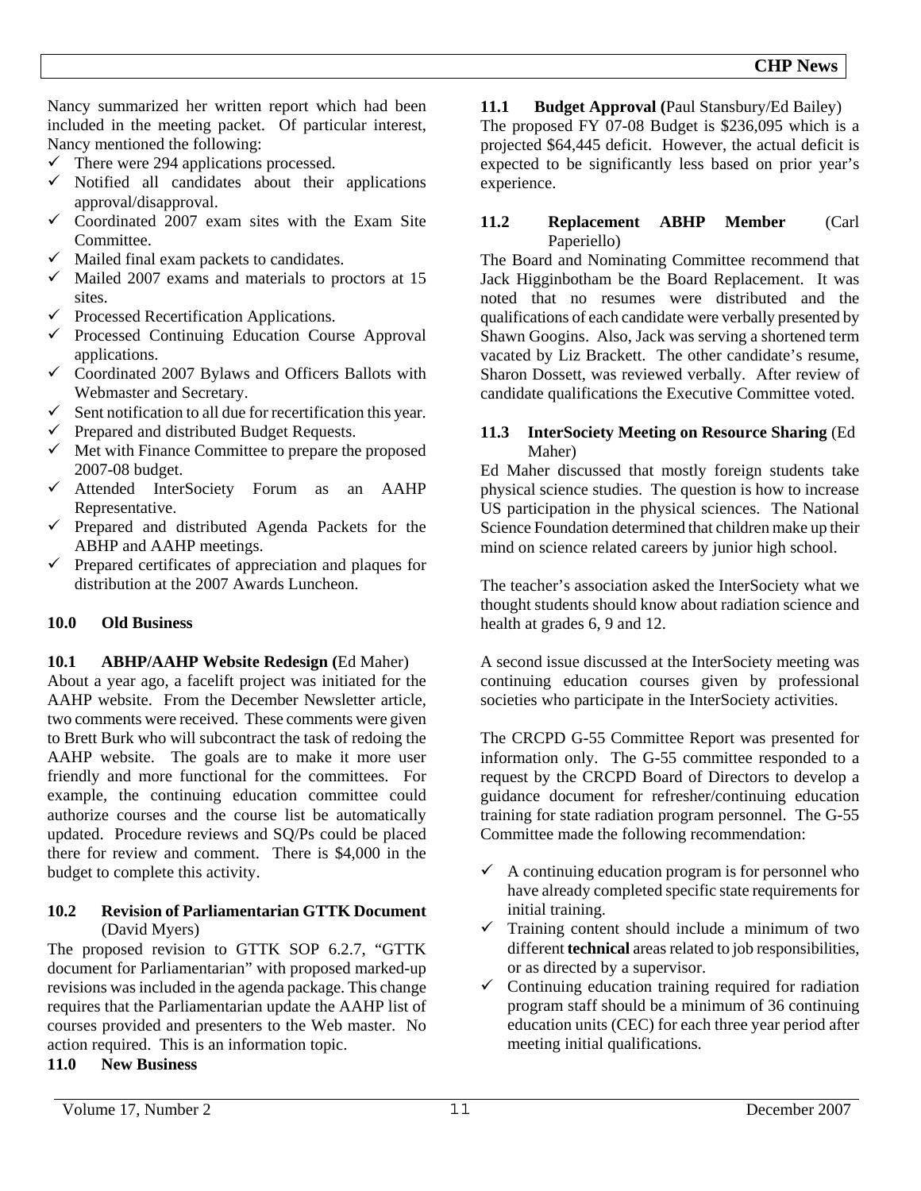Nancy summarized her written report which had been included in the meeting packet. Of particular interest, Nancy mentioned the following:

- ✓ There were 294 applications processed.
- ✓ Notified all candidates about their applications approval/disapproval.
- ✓ Coordinated 2007 exam sites with the Exam Site Committee.
- ✓ Mailed final exam packets to candidates.
- ✓ Mailed 2007 exams and materials to proctors at 15 sites.
- ✓ Processed Recertification Applications.
- ✓ Processed Continuing Education Course Approval applications.
- ✓ Coordinated 2007 Bylaws and Officers Ballots with Webmaster and Secretary.
- ✓ Sent notification to all due for recertification this year.
- ✓ Prepared and distributed Budget Requests.
- ✓ Met with Finance Committee to prepare the proposed 2007-08 budget.
- ✓ Attended InterSociety Forum as an AAHP Representative.
- ✓ Prepared and distributed Agenda Packets for the ABHP and AAHP meetings.
- ✓ Prepared certificates of appreciation and plaques for distribution at the 2007 Awards Luncheon.

## 10.0 Old Business

### 10.1 ABHP/AAHP Website Redesign (Ed Maher)

About a year ago, a facelift project was initiated for the AAHP website. From the December Newsletter article, two comments were received. These comments were given to Brett Burk who will subcontract the task of redoing the AAHP website. The goals are to make it more user friendly and more functional for the committees. For example, the continuing education committee could authorize courses and the course list be automatically updated. Procedure reviews and SQ/Ps could be placed there for review and comment. There is $4,000 in the budget to complete this activity.

### 10.2 Revision of Parliamentarian GTTK Document (David Myers)

The proposed revision to GTTK SOP 6.2.7, "GTTK document for Parliamentarian" with proposed marked-up revisions was included in the agenda package. This change requires that the Parliamentarian update the AAHP list of courses provided and presenters to the Web master. No action required. This is an information topic.

## 11.0 New Business

### 11.1 Budget Approval (Paul Stansbury/Ed Bailey)

The proposed FY 07-08 Budget is $236,095 which is a projected $64,445 deficit. However, the actual deficit is expected to be significantly less based on prior year's experience.

### 11.2 Replacement ABHP Member (Carl Paperiello)

The Board and Nominating Committee recommend that Jack Higginbotham be the Board Replacement. It was noted that no resumes were distributed and the qualifications of each candidate were verbally presented by Shawn Googins. Also, Jack was serving a shortened term vacated by Liz Brackett. The other candidate's resume, Sharon Dossett, was reviewed verbally. After review of candidate qualifications the Executive Committee voted.

### 11.3 InterSociety Meeting on Resource Sharing (Ed Maher)

Ed Maher discussed that mostly foreign students take physical science studies. The question is how to increase US participation in the physical sciences. The National Science Foundation determined that children make up their mind on science related careers by junior high school.

The teacher's association asked the InterSociety what we thought students should know about radiation science and health at grades 6, 9 and 12.

A second issue discussed at the InterSociety meeting was continuing education courses given by professional societies who participate in the InterSociety activities.

The CRCPD G-55 Committee Report was presented for information only. The G-55 committee responded to a request by the CRCPD Board of Directors to develop a guidance document for refresher/continuing education training for state radiation program personnel. The G-55 Committee made the following recommendation:

- ✓ A continuing education program is for personnel who have already completed specific state requirements for initial training.
- ✓ Training content should include a minimum of two different **technical** areas related to job responsibilities, or as directed by a supervisor.
- ✓ Continuing education training required for radiation program staff should be a minimum of 36 continuing education units (CEC) for each three year period after meeting initial qualifications.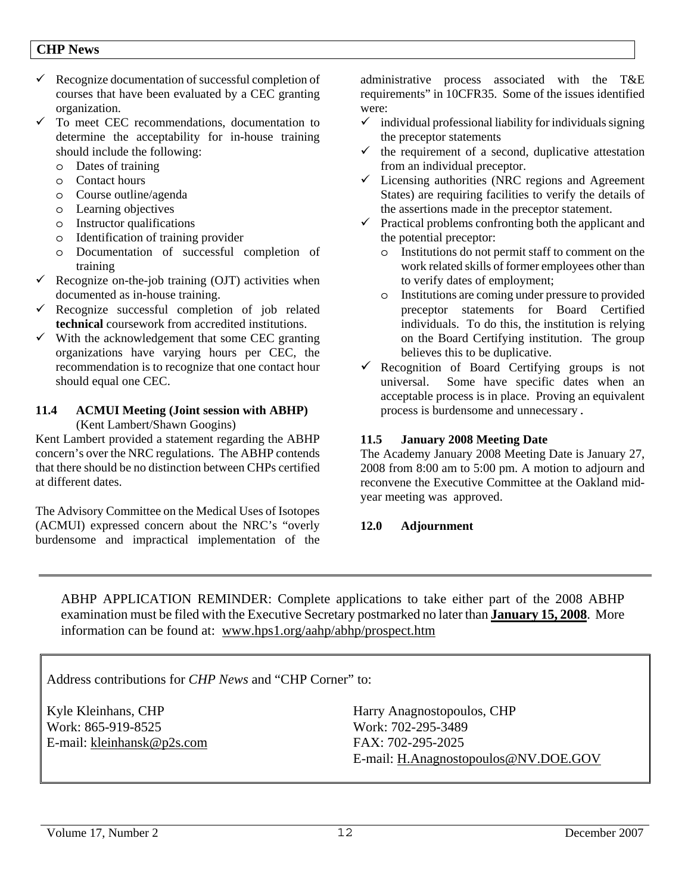- ✓ Recognize documentation of successful completion of courses that have been evaluated by a CEC granting organization.
- ✓ To meet CEC recommendations, documentation to determine the acceptability for in-house training should include the following:
  - o Dates of training
  - o Contact hours
  - o Course outline/agenda
  - o Learning objectives
  - o Instructor qualifications
  - o Identification of training provider
  - o Documentation of successful completion of training
- ✓ Recognize on-the-job training (OJT) activities when documented as in-house training.
- ✓ Recognize successful completion of job related **technical** coursework from accredited institutions.
- ✓ With the acknowledgement that some CEC granting organizations have varying hours per CEC, the recommendation is to recognize that one contact hour should equal one CEC.

### 11.4 ACMUI Meeting (Joint session with ABHP)

(Kent Lambert/Shawn Googins)

Kent Lambert provided a statement regarding the ABHP concern's over the NRC regulations. The ABHP contends that there should be no distinction between CHPs certified at different dates.

The Advisory Committee on the Medical Uses of Isotopes (ACMUI) expressed concern about the NRC's "overly burdensome and impractical implementation of the administrative process associated with the T&E requirements" in 10CFR35. Some of the issues identified were:

- ✓ individual professional liability for individuals signing the preceptor statements
- ✓ the requirement of a second, duplicative attestation from an individual preceptor.
- ✓ Licensing authorities (NRC regions and Agreement States) are requiring facilities to verify the details of the assertions made in the preceptor statement.
- ✓ Practical problems confronting both the applicant and the potential preceptor:
  - o Institutions do not permit staff to comment on the work related skills of former employees other than to verify dates of employment;
  - o Institutions are coming under pressure to provided preceptor statements for Board Certified individuals. To do this, the institution is relying on the Board Certifying institution. The group believes this to be duplicative.
- ✓ Recognition of Board Certifying groups is not universal. Some have specific dates when an acceptable process is in place. Proving an equivalent process is burdensome and unnecessary .

### 11.5 January 2008 Meeting Date

The Academy January 2008 Meeting Date is January 27, 2008 from 8:00 am to 5:00 pm. A motion to adjourn and reconvene the Executive Committee at the Oakland mid-year meeting was approved.

### 12.0 Adjournment

---

ABHP APPLICATION REMINDER: Complete applications to take either part of the 2008 ABHP examination must be filed with the Executive Secretary postmarked no later than **January 15, 2008**. More information can be found at: www.hps1.org/aahp/abhp/prospect.htm

---

Address contributions for *CHP News* and "CHP Corner" to:

Kyle Kleinhans, CHP
Work: 865-919-8525
E-mail: kleinhansk@p2s.com

Harry Anagnostopoulos, CHP
Work: 702-295-3489
FAX: 702-295-2025
E-mail: H.Anagnostopoulos@NV.DOE.GOV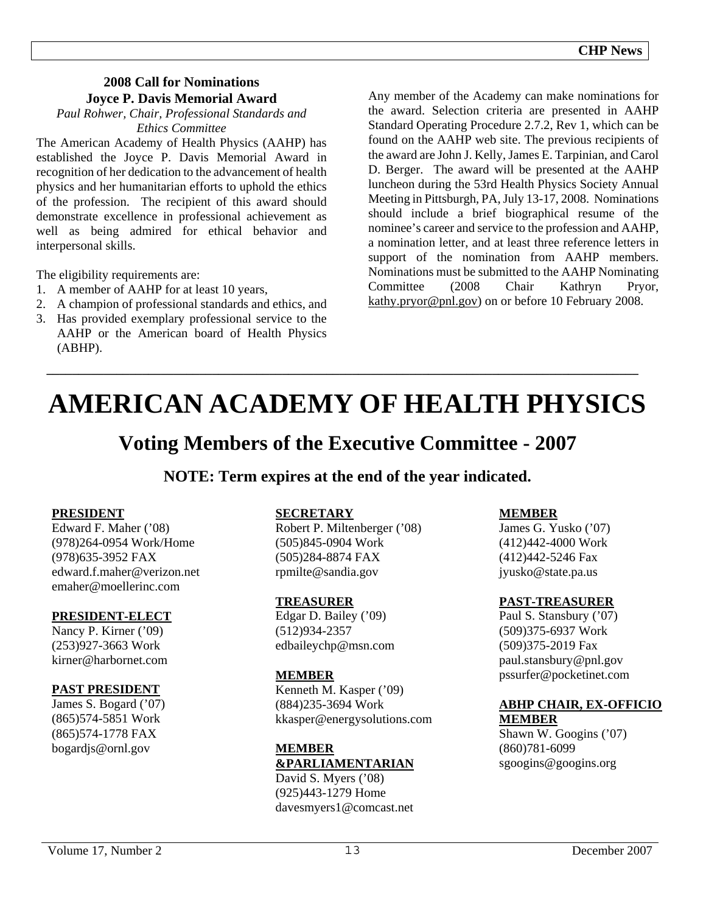## 2008 Call for Nominations
## Joyce P. Davis Memorial Award

*Paul Rohwer, Chair, Professional Standards and Ethics Committee*

The American Academy of Health Physics (AAHP) has established the Joyce P. Davis Memorial Award in recognition of her dedication to the advancement of health physics and her humanitarian efforts to uphold the ethics of the profession. The recipient of this award should demonstrate excellence in professional achievement as well as being admired for ethical behavior and interpersonal skills.

The eligibility requirements are:

1. A member of AAHP for at least 10 years,
2. A champion of professional standards and ethics, and
3. Has provided exemplary professional service to the AAHP or the American board of Health Physics (ABHP).

Any member of the Academy can make nominations for the award. Selection criteria are presented in AAHP Standard Operating Procedure 2.7.2, Rev 1, which can be found on the AAHP web site. The previous recipients of the award are John J. Kelly, James E. Tarpinian, and Carol D. Berger. The award will be presented at the AAHP luncheon during the 53rd Health Physics Society Annual Meeting in Pittsburgh, PA, July 13-17, 2008. Nominations should include a brief biographical resume of the nominee's career and service to the profession and AAHP, a nomination letter, and at least three reference letters in support of the nomination from AAHP members. Nominations must be submitted to the AAHP Nominating Committee (2008 Chair Kathryn Pryor, kathy.pryor@pnl.gov) on or before 10 February 2008.

---

# AMERICAN ACADEMY OF HEALTH PHYSICS

## Voting Members of the Executive Committee - 2007

### NOTE: Term expires at the end of the year indicated.

**PRESIDENT**
Edward F. Maher ('08)
(978)264-0954 Work/Home
(978)635-3952 FAX
edward.f.maher@verizon.net
emaher@moellerinc.com

**PRESIDENT-ELECT**
Nancy P. Kirner ('09)
(253)927-3663 Work
kirner@harbornet.com

**PAST PRESIDENT**
James S. Bogard ('07)
(865)574-5851 Work
(865)574-1778 FAX
bogardjs@ornl.gov

**SECRETARY**
Robert P. Miltenberger ('08)
(505)845-0904 Work
(505)284-8874 FAX
rpmilte@sandia.gov

**TREASURER**
Edgar D. Bailey ('09)
(512)934-2357
edbaileychp@msn.com

**MEMBER**
Kenneth M. Kasper ('09)
(884)235-3694 Work
kkasper@energysolutions.com

**MEMBER &PARLIAMENTARIAN**
David S. Myers ('08)
(925)443-1279 Home
davesmyers1@comcast.net

**MEMBER**
James G. Yusko ('07)
(412)442-4000 Work
(412)442-5246 Fax
jyusko@state.pa.us

**PAST-TREASURER**
Paul S. Stansbury ('07)
(509)375-6937 Work
(509)375-2019 Fax
paul.stansbury@pnl.gov
pssurfer@pocketinet.com

**ABHP CHAIR, EX-OFFICIO MEMBER**
Shawn W. Googins ('07)
(860)781-6099
sgoogins@googins.org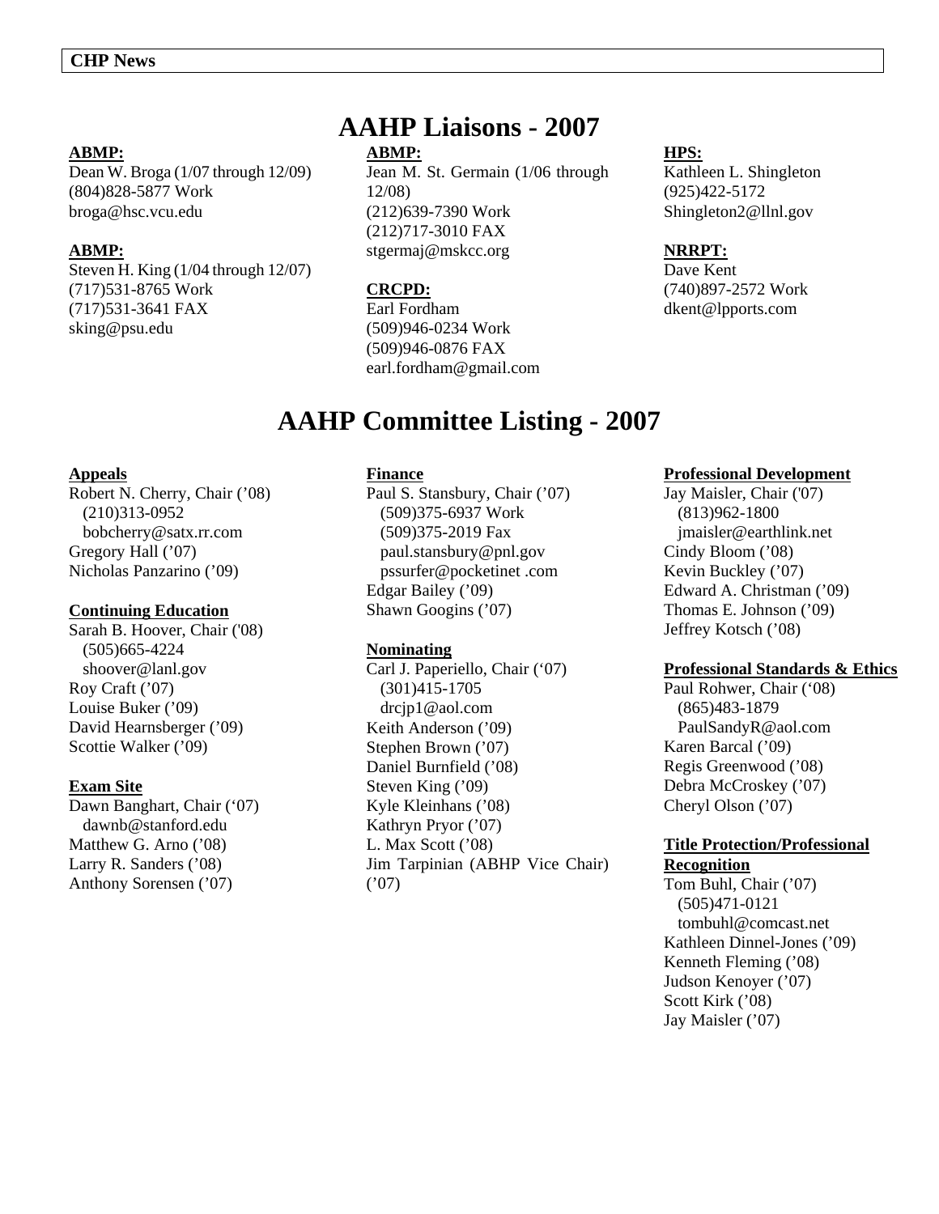# AAHP Liaisons - 2007

**ABMP:**
Dean W. Broga (1/07 through 12/09)
(804)828-5877 Work
broga@hsc.vcu.edu

**ABMP:**
Steven H. King (1/04 through 12/07)
(717)531-8765 Work
(717)531-3641 FAX
sking@psu.edu

**ABMP:**
Jean M. St. Germain (1/06 through 12/08)
(212)639-7390 Work
(212)717-3010 FAX
stgermaj@mskcc.org

**CRCPD:**
Earl Fordham
(509)946-0234 Work
(509)946-0876 FAX
earl.fordham@gmail.com

**HPS:**
Kathleen L. Shingleton
(925)422-5172
Shingleton2@llnl.gov

**NRRPT:**
Dave Kent
(740)897-2572 Work
dkent@lpports.com

# AAHP Committee Listing - 2007

**Appeals**
Robert N. Cherry, Chair ('08)
(210)313-0952
bobcherry@satx.rr.com
Gregory Hall ('07)
Nicholas Panzarino ('09)

**Continuing Education**
Sarah B. Hoover, Chair ('08)
(505)665-4224
shoover@lanl.gov
Roy Craft ('07)
Louise Buker ('09)
David Hearnsberger ('09)
Scottie Walker ('09)

**Exam Site**
Dawn Banghart, Chair ('07)
dawnb@stanford.edu
Matthew G. Arno ('08)
Larry R. Sanders ('08)
Anthony Sorensen ('07)

**Finance**
Paul S. Stansbury, Chair ('07)
(509)375-6937 Work
(509)375-2019 Fax
paul.stansbury@pnl.gov
pssurfer@pocketinet .com
Edgar Bailey ('09)
Shawn Googins ('07)

**Nominating**
Carl J. Paperiello, Chair ('07)
(301)415-1705
drcjp1@aol.com
Keith Anderson ('09)
Stephen Brown ('07)
Daniel Burnfield ('08)
Steven King ('09)
Kyle Kleinhans ('08)
Kathryn Pryor ('07)
L. Max Scott ('08)
Jim Tarpinian (ABHP Vice Chair) ('07)

**Professional Development**
Jay Maisler, Chair ('07)
(813)962-1800
jmaisler@earthlink.net
Cindy Bloom ('08)
Kevin Buckley ('07)
Edward A. Christman ('09)
Thomas E. Johnson ('09)
Jeffrey Kotsch ('08)

**Professional Standards & Ethics**
Paul Rohwer, Chair ('08)
(865)483-1879
PaulSandyR@aol.com
Karen Barcal ('09)
Regis Greenwood ('08)
Debra McCroskey ('07)
Cheryl Olson ('07)

**Title Protection/Professional Recognition**
Tom Buhl, Chair ('07)
(505)471-0121
tombuhl@comcast.net
Kathleen Dinnel-Jones ('09)
Kenneth Fleming ('08)
Judson Kenoyer ('07)
Scott Kirk ('08)
Jay Maisler ('07)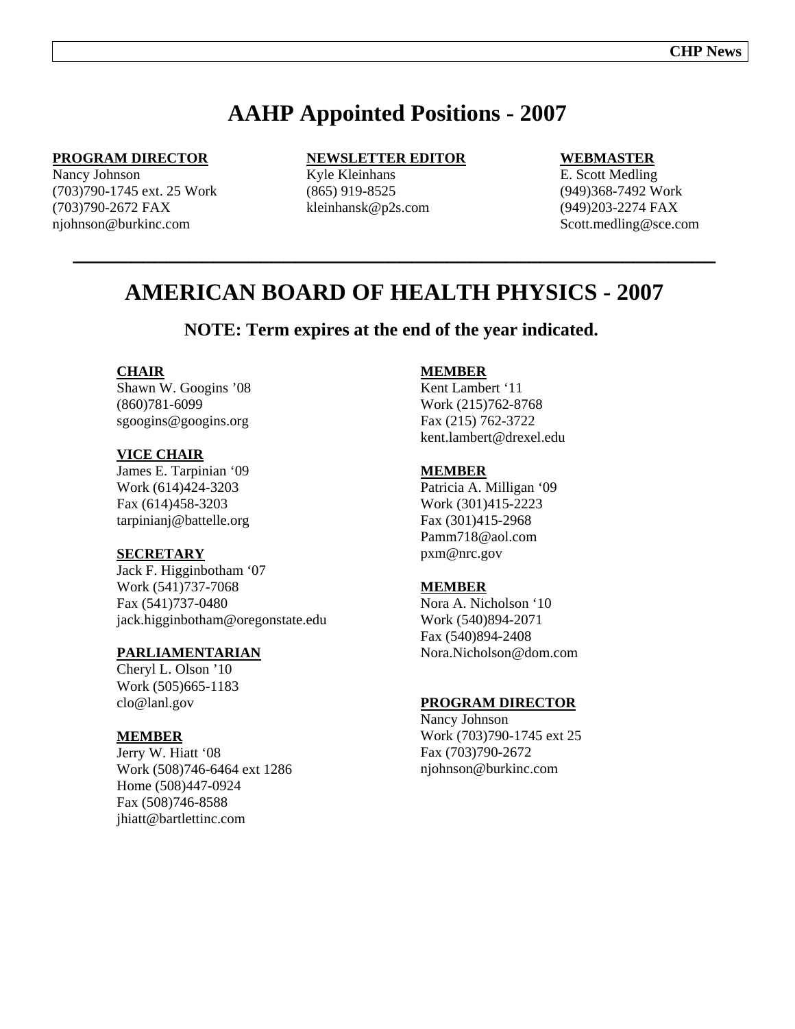# AAHP Appointed Positions - 2007

**PROGRAM DIRECTOR**
Nancy Johnson
(703)790-1745 ext. 25 Work
(703)790-2672 FAX
njohnson@burkinc.com

**NEWSLETTER EDITOR**
Kyle Kleinhans
(865) 919-8525
kleinhansk@p2s.com

**WEBMASTER**
E. Scott Medling
(949)368-7492 Work
(949)203-2274 FAX
Scott.medling@sce.com

---

# AMERICAN BOARD OF HEALTH PHYSICS - 2007

### NOTE: Term expires at the end of the year indicated.

**CHAIR**
Shawn W. Googins '08
(860)781-6099
sgoogins@googins.org

**VICE CHAIR**
James E. Tarpinian '09
Work (614)424-3203
Fax (614)458-3203
tarpinianj@battelle.org

**SECRETARY**
Jack F. Higginbotham '07
Work (541)737-7068
Fax (541)737-0480
jack.higginbotham@oregonstate.edu

**PARLIAMENTARIAN**
Cheryl L. Olson '10
Work (505)665-1183
clo@lanl.gov

**MEMBER**
Jerry W. Hiatt '08
Work (508)746-6464 ext 1286
Home (508)447-0924
Fax (508)746-8588
jhiatt@bartlettinc.com

**MEMBER**
Kent Lambert '11
Work (215)762-8768
Fax (215) 762-3722
kent.lambert@drexel.edu

**MEMBER**
Patricia A. Milligan '09
Work (301)415-2223
Fax (301)415-2968
Pamm718@aol.com
pxm@nrc.gov

**MEMBER**
Nora A. Nicholson '10
Work (540)894-2071
Fax (540)894-2408
Nora.Nicholson@dom.com

**PROGRAM DIRECTOR**
Nancy Johnson
Work (703)790-1745 ext 25
Fax (703)790-2672
njohnson@burkinc.com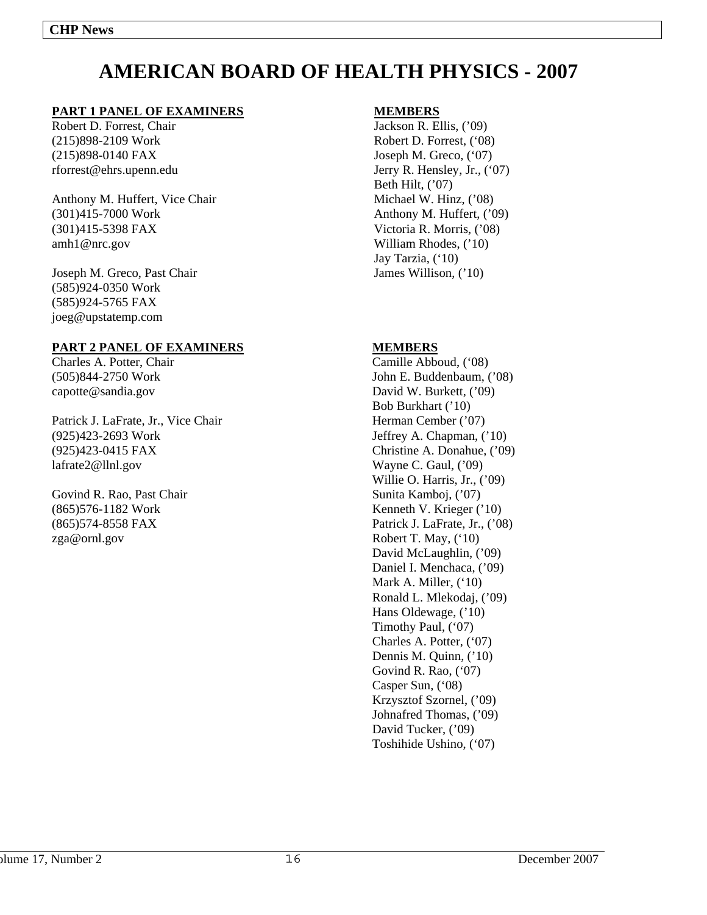# AMERICAN BOARD OF HEALTH PHYSICS - 2007

## PART 1 PANEL OF EXAMINERS

Robert D. Forrest, Chair
(215)898-2109 Work
(215)898-0140 FAX
rforrest@ehrs.upenn.edu

Anthony M. Huffert, Vice Chair
(301)415-7000 Work
(301)415-5398 FAX
amh1@nrc.gov

Joseph M. Greco, Past Chair
(585)924-0350 Work
(585)924-5765 FAX
joeg@upstatemp.com

### MEMBERS

Jackson R. Ellis, ('09)
Robert D. Forrest, ('08)
Joseph M. Greco, ('07)
Jerry R. Hensley, Jr., ('07)
Beth Hilt, ('07)
Michael W. Hinz, ('08)
Anthony M. Huffert, ('09)
Victoria R. Morris, ('08)
William Rhodes, ('10)
Jay Tarzia, ('10)
James Willison, ('10)

## PART 2 PANEL OF EXAMINERS

Charles A. Potter, Chair
(505)844-2750 Work
capotte@sandia.gov

Patrick J. LaFrate, Jr., Vice Chair
(925)423-2693 Work
(925)423-0415 FAX
lafrate2@llnl.gov

Govind R. Rao, Past Chair
(865)576-1182 Work
(865)574-8558 FAX
zga@ornl.gov

### MEMBERS

Camille Abboud, ('08)
John E. Buddenbaum, ('08)
David W. Burkett, ('09)
Bob Burkhart ('10)
Herman Cember ('07)
Jeffrey A. Chapman, ('10)
Christine A. Donahue, ('09)
Wayne C. Gaul, ('09)
Willie O. Harris, Jr., ('09)
Sunita Kamboj, ('07)
Kenneth V. Krieger ('10)
Patrick J. LaFrate, Jr., ('08)
Robert T. May, ('10)
David McLaughlin, ('09)
Daniel I. Menchaca, ('09)
Mark A. Miller, ('10)
Ronald L. Mlekodaj, ('09)
Hans Oldewage, ('10)
Timothy Paul, ('07)
Charles A. Potter, ('07)
Dennis M. Quinn, ('10)
Govind R. Rao, ('07)
Casper Sun, ('08)
Krzysztof Szornel, ('09)
Johnafred Thomas, ('09)
David Tucker, ('09)
Toshihide Ushino, ('07)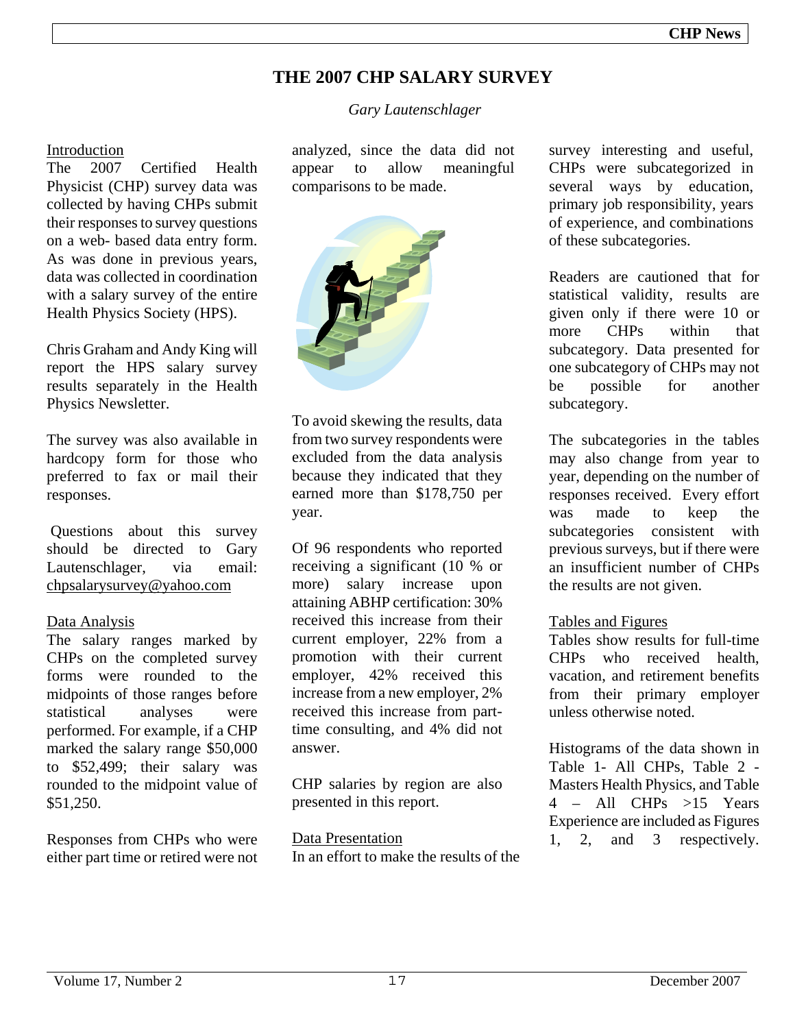# THE 2007 CHP SALARY SURVEY

*Gary Lautenschlager*

## Introduction

The 2007 Certified Health Physicist (CHP) survey data was collected by having CHPs submit their responses to survey questions on a web- based data entry form. As was done in previous years, data was collected in coordination with a salary survey of the entire Health Physics Society (HPS).

Chris Graham and Andy King will report the HPS salary survey results separately in the Health Physics Newsletter.

The survey was also available in hardcopy form for those who preferred to fax or mail their responses.

Questions about this survey should be directed to Gary Lautenschlager, via email: chpsalarysurvey@yahoo.com

## Data Analysis

The salary ranges marked by CHPs on the completed survey forms were rounded to the midpoints of those ranges before statistical analyses were performed. For example, if a CHP marked the salary range $50,000 to $52,499; their salary was rounded to the midpoint value of $51,250.

Responses from CHPs who were either part time or retired were not analyzed, since the data did not appear to allow meaningful comparisons to be made.

To avoid skewing the results, data from two survey respondents were excluded from the data analysis because they indicated that they earned more than $178,750 per year.

Of 96 respondents who reported receiving a significant (10 % or more) salary increase upon attaining ABHP certification: 30% received this increase from their current employer, 22% from a promotion with their current employer, 42% received this increase from a new employer, 2% received this increase from part-time consulting, and 4% did not answer.

CHP salaries by region are also presented in this report.

## Data Presentation

In an effort to make the results of the survey interesting and useful, CHPs were subcategorized in several ways by education, primary job responsibility, years of experience, and combinations of these subcategories.

Readers are cautioned that for statistical validity, results are given only if there were 10 or more CHPs within that subcategory. Data presented for one subcategory of CHPs may not be possible for another subcategory.

The subcategories in the tables may also change from year to year, depending on the number of responses received. Every effort was made to keep the subcategories consistent with previous surveys, but if there were an insufficient number of CHPs the results are not given.

## Tables and Figures

Tables show results for full-time CHPs who received health, vacation, and retirement benefits from their primary employer unless otherwise noted.

Histograms of the data shown in Table 1- All CHPs, Table 2 - Masters Health Physics, and Table 4 – All CHPs >15 Years Experience are included as Figures 1, 2, and 3 respectively.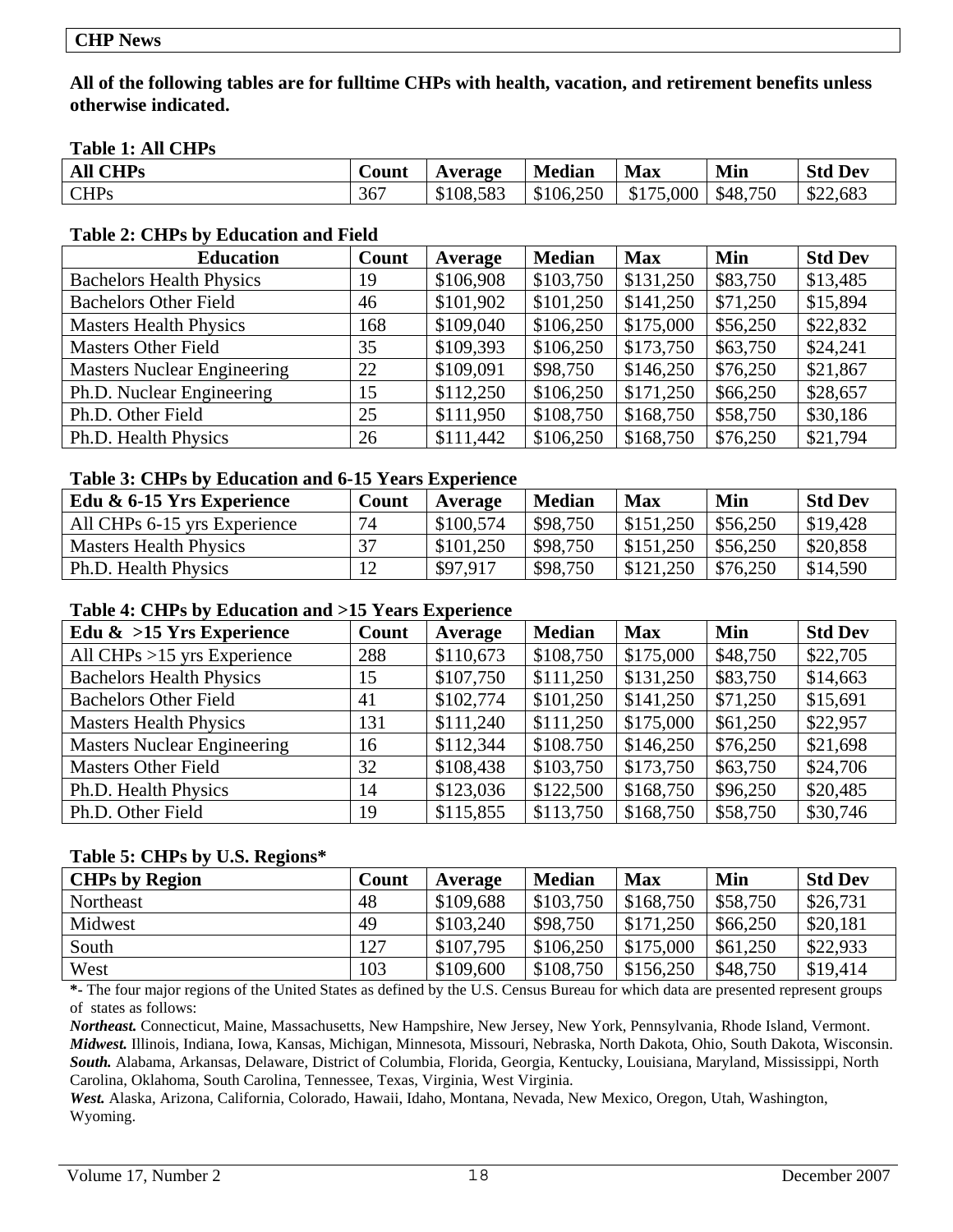**CHP News**

**All of the following tables are for fulltime CHPs with health, vacation, and retirement benefits unless otherwise indicated.**

**Table 1: All CHPs**

| All CHPs | Count | Average | Median | Max | Min | Std Dev |
|---|---|---|---|---|---|---|
| CHPs | 367 | \$108,583 | \$106,250 | \$175,000 | \$48,750 | \$22,683 |

**Table 2: CHPs by Education and Field**

| Education | Count | Average | Median | Max | Min | Std Dev |
|---|---|---|---|---|---|---|
| Bachelors Health Physics | 19 | \$106,908 | \$103,750 | \$131,250 | \$83,750 | \$13,485 |
| Bachelors Other Field | 46 | \$101,902 | \$101,250 | \$141,250 | \$71,250 | \$15,894 |
| Masters Health Physics | 168 | \$109,040 | \$106,250 | \$175,000 | \$56,250 | \$22,832 |
| Masters Other Field | 35 | \$109,393 | \$106,250 | \$173,750 | \$63,750 | \$24,241 |
| Masters Nuclear Engineering | 22 | \$109,091 | \$98,750 | \$146,250 | \$76,250 | \$21,867 |
| Ph.D. Nuclear Engineering | 15 | \$112,250 | \$106,250 | \$171,250 | \$66,250 | \$28,657 |
| Ph.D. Other Field | 25 | \$111,950 | \$108,750 | \$168,750 | \$58,750 | \$30,186 |
| Ph.D. Health Physics | 26 | \$111,442 | \$106,250 | \$168,750 | \$76,250 | \$21,794 |

**Table 3: CHPs by Education and 6-15 Years Experience**

| Edu & 6-15 Yrs Experience | Count | Average | Median | Max | Min | Std Dev |
|---|---|---|---|---|---|---|
| All CHPs 6-15 yrs Experience | 74 | \$100,574 | \$98,750 | \$151,250 | \$56,250 | \$19,428 |
| Masters Health Physics | 37 | \$101,250 | \$98,750 | \$151,250 | \$56,250 | \$20,858 |
| Ph.D. Health Physics | 12 | \$97,917 | \$98,750 | \$121,250 | \$76,250 | \$14,590 |

**Table 4: CHPs by Education and >15 Years Experience**

| Edu & >15 Yrs Experience | Count | Average | Median | Max | Min | Std Dev |
|---|---|---|---|---|---|---|
| All CHPs >15 yrs Experience | 288 | \$110,673 | \$108,750 | \$175,000 | \$48,750 | \$22,705 |
| Bachelors Health Physics | 15 | \$107,750 | \$111,250 | \$131,250 | \$83,750 | \$14,663 |
| Bachelors Other Field | 41 | \$102,774 | \$101,250 | \$141,250 | \$71,250 | \$15,691 |
| Masters Health Physics | 131 | \$111,240 | \$111,250 | \$175,000 | \$61,250 | \$22,957 |
| Masters Nuclear Engineering | 16 | \$112,344 | \$108.750 | \$146,250 | \$76,250 | \$21,698 |
| Masters Other Field | 32 | \$108,438 | \$103,750 | \$173,750 | \$63,750 | \$24,706 |
| Ph.D. Health Physics | 14 | \$123,036 | \$122,500 | \$168,750 | \$96,250 | \$20,485 |
| Ph.D. Other Field | 19 | \$115,855 | \$113,750 | \$168,750 | \$58,750 | \$30,746 |

**Table 5: CHPs by U.S. Regions***

| CHPs by Region | Count | Average | Median | Max | Min | Std Dev |
|---|---|---|---|---|---|---|
| Northeast | 48 | \$109,688 | \$103,750 | \$168,750 | \$58,750 | \$26,731 |
| Midwest | 49 | \$103,240 | \$98,750 | \$171,250 | \$66,250 | \$20,181 |
| South | 127 | \$107,795 | \$106,250 | \$175,000 | \$61,250 | \$22,933 |
| West | 103 | \$109,600 | \$108,750 | \$156,250 | \$48,750 | \$19,414 |

**\***- The four major regions of the United States as defined by the U.S. Census Bureau for which data are presented represent groups of states as follows:

***Northeast.*** Connecticut, Maine, Massachusetts, New Hampshire, New Jersey, New York, Pennsylvania, Rhode Island, Vermont.
***Midwest.*** Illinois, Indiana, Iowa, Kansas, Michigan, Minnesota, Missouri, Nebraska, North Dakota, Ohio, South Dakota, Wisconsin.
***South.*** Alabama, Arkansas, Delaware, District of Columbia, Florida, Georgia, Kentucky, Louisiana, Maryland, Mississippi, North Carolina, Oklahoma, South Carolina, Tennessee, Texas, Virginia, West Virginia.
***West.*** Alaska, Arizona, California, Colorado, Hawaii, Idaho, Montana, Nevada, New Mexico, Oregon, Utah, Washington, Wyoming.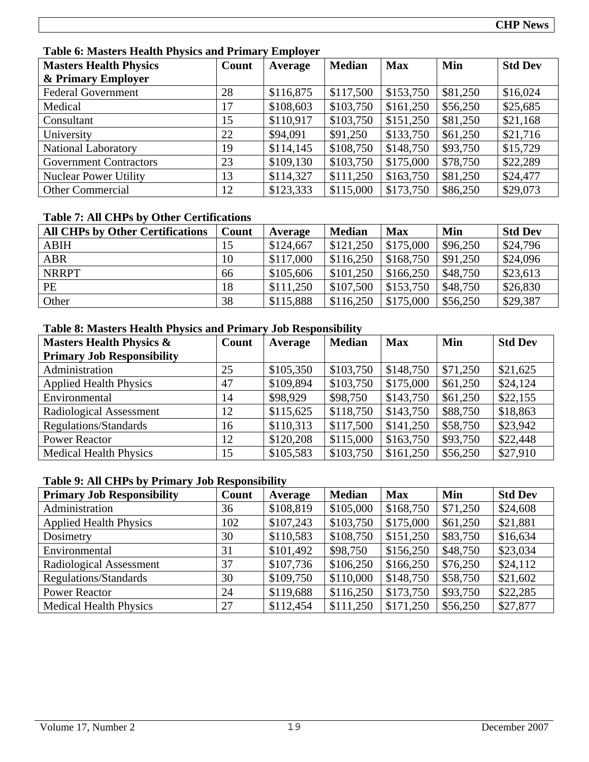**Table 6: Masters Health Physics and Primary Employer**

| Masters Health Physics & Primary Employer | Count | Average | Median | Max | Min | Std Dev |
|---|---|---|---|---|---|---|
| Federal Government | 28 | $116,875 | $117,500 | $153,750 | $81,250 | $16,024 |
| Medical | 17 | $108,603 | $103,750 | $161,250 | $56,250 | $25,685 |
| Consultant | 15 | $110,917 | $103,750 | $151,250 | $81,250 | $21,168 |
| University | 22 | $94,091 | $91,250 | $133,750 | $61,250 | $21,716 |
| National Laboratory | 19 | $114,145 | $108,750 | $148,750 | $93,750 | $15,729 |
| Government Contractors | 23 | $109,130 | $103,750 | $175,000 | $78,750 | $22,289 |
| Nuclear Power Utility | 13 | $114,327 | $111,250 | $163,750 | $81,250 | $24,477 |
| Other Commercial | 12 | $123,333 | $115,000 | $173,750 | $86,250 | $29,073 |

**Table 7: All CHPs by Other Certifications**

| All CHPs by Other Certifications | Count | Average | Median | Max | Min | Std Dev |
|---|---|---|---|---|---|---|
| ABIH | 15 | $124,667 | $121,250 | $175,000 | $96,250 | $24,796 |
| ABR | 10 | $117,000 | $116,250 | $168,750 | $91,250 | $24,096 |
| NRRPT | 66 | $105,606 | $101,250 | $166,250 | $48,750 | $23,613 |
| PE | 18 | $111,250 | $107,500 | $153,750 | $48,750 | $26,830 |
| Other | 38 | $115,888 | $116,250 | $175,000 | $56,250 | $29,387 |

**Table 8: Masters Health Physics and Primary Job Responsibility**

| Masters Health Physics & Primary Job Responsibility | Count | Average | Median | Max | Min | Std Dev |
|---|---|---|---|---|---|---|
| Administration | 25 | $105,350 | $103,750 | $148,750 | $71,250 | $21,625 |
| Applied Health Physics | 47 | $109,894 | $103,750 | $175,000 | $61,250 | $24,124 |
| Environmental | 14 | $98,929 | $98,750 | $143,750 | $61,250 | $22,155 |
| Radiological Assessment | 12 | $115,625 | $118,750 | $143,750 | $88,750 | $18,863 |
| Regulations/Standards | 16 | $110,313 | $117,500 | $141,250 | $58,750 | $23,942 |
| Power Reactor | 12 | $120,208 | $115,000 | $163,750 | $93,750 | $22,448 |
| Medical Health Physics | 15 | $105,583 | $103,750 | $161,250 | $56,250 | $27,910 |

**Table 9: All CHPs by Primary Job Responsibility**

| Primary Job Responsibility | Count | Average | Median | Max | Min | Std Dev |
|---|---|---|---|---|---|---|
| Administration | 36 | $108,819 | $105,000 | $168,750 | $71,250 | $24,608 |
| Applied Health Physics | 102 | $107,243 | $103,750 | $175,000 | $61,250 | $21,881 |
| Dosimetry | 30 | $110,583 | $108,750 | $151,250 | $83,750 | $16,634 |
| Environmental | 31 | $101,492 | $98,750 | $156,250 | $48,750 | $23,034 |
| Radiological Assessment | 37 | $107,736 | $106,250 | $166,250 | $76,250 | $24,112 |
| Regulations/Standards | 30 | $109,750 | $110,000 | $148,750 | $58,750 | $21,602 |
| Power Reactor | 24 | $119,688 | $116,250 | $173,750 | $93,750 | $22,285 |
| Medical Health Physics | 27 | $112,454 | $111,250 | $171,250 | $56,250 | $27,877 |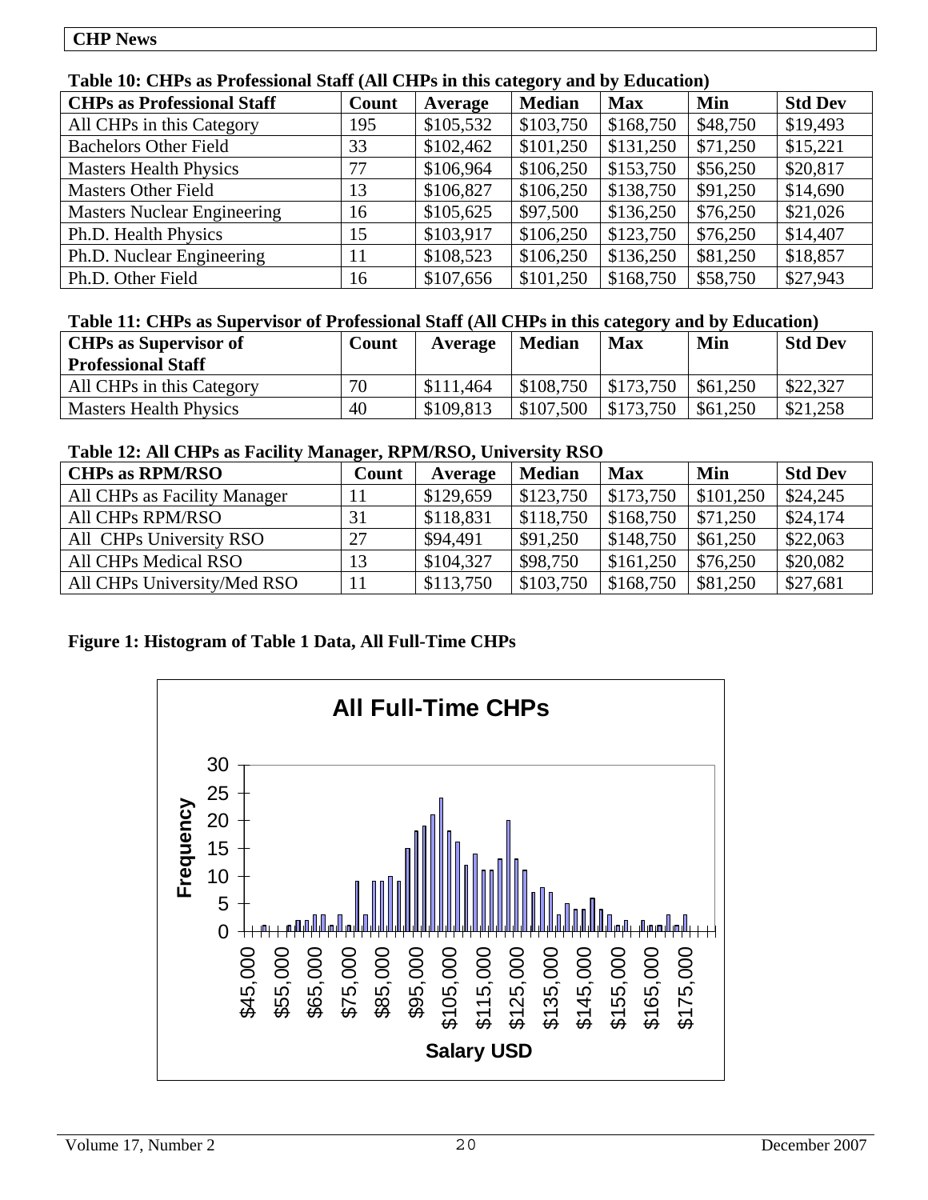**Table 10: CHPs as Professional Staff (All CHPs in this category and by Education)**

| CHPs as Professional Staff | Count | Average | Median | Max | Min | Std Dev |
|---|---|---|---|---|---|---|
| All CHPs in this Category | 195 | $105,532 | $103,750 | $168,750 | $48,750 | $19,493 |
| Bachelors Other Field | 33 | $102,462 | $101,250 | $131,250 | $71,250 | $15,221 |
| Masters Health Physics | 77 | $106,964 | $106,250 | $153,750 | $56,250 | $20,817 |
| Masters Other Field | 13 | $106,827 | $106,250 | $138,750 | $91,250 | $14,690 |
| Masters Nuclear Engineering | 16 | $105,625 | $97,500 | $136,250 | $76,250 | $21,026 |
| Ph.D. Health Physics | 15 | $103,917 | $106,250 | $123,750 | $76,250 | $14,407 |
| Ph.D. Nuclear Engineering | 11 | $108,523 | $106,250 | $136,250 | $81,250 | $18,857 |
| Ph.D. Other Field | 16 | $107,656 | $101,250 | $168,750 | $58,750 | $27,943 |

**Table 11: CHPs as Supervisor of Professional Staff (All CHPs in this category and by Education)**

| CHPs as Supervisor of Professional Staff | Count | Average | Median | Max | Min | Std Dev |
|---|---|---|---|---|---|---|
| All CHPs in this Category | 70 | $111,464 | $108,750 | $173,750 | $61,250 | $22,327 |
| Masters Health Physics | 40 | $109,813 | $107,500 | $173,750 | $61,250 | $21,258 |

**Table 12: All CHPs as Facility Manager, RPM/RSO, University RSO**

| CHPs as RPM/RSO | Count | Average | Median | Max | Min | Std Dev |
|---|---|---|---|---|---|---|
| All CHPs as Facility Manager | 11 | $129,659 | $123,750 | $173,750 | $101,250 | $24,245 |
| All CHPs RPM/RSO | 31 | $118,831 | $118,750 | $168,750 | $71,250 | $24,174 |
| All CHPs University RSO | 27 | $94,491 | $91,250 | $148,750 | $61,250 | $22,063 |
| All CHPs Medical RSO | 13 | $104,327 | $98,750 | $161,250 | $76,250 | $20,082 |
| All CHPs University/Med RSO | 11 | $113,750 | $103,750 | $168,750 | $81,250 | $27,681 |

**Figure 1: Histogram of Table 1 Data, All Full-Time CHPs**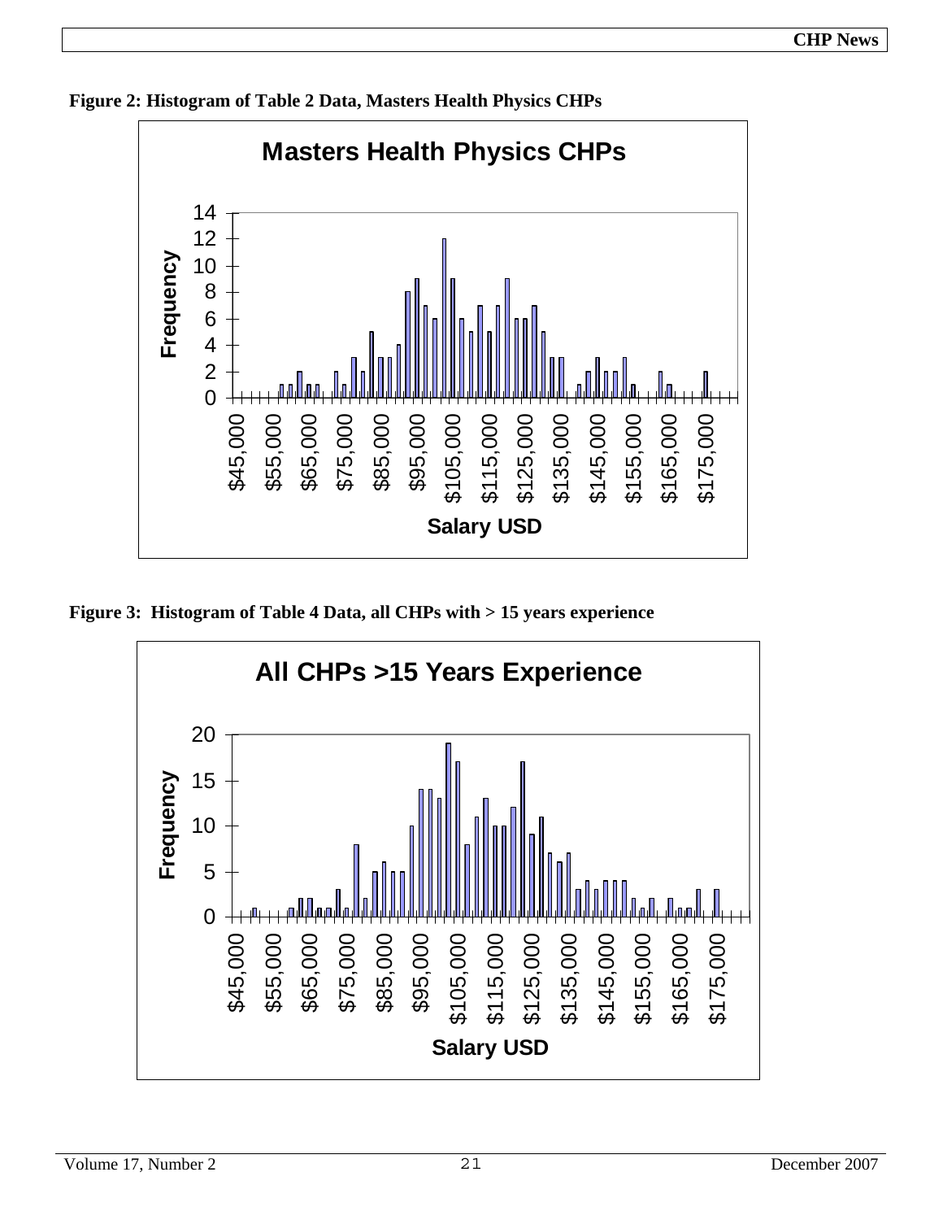**Figure 2: Histogram of Table 2 Data, Masters Health Physics CHPs**

Masters Health Physics CHPs

Frequency

14
12
10
8
6
4
2
0

$45,000
$55,000
$65,000
$75,000
$85,000
$95,000
$105,000
$115,000
$125,000
$135,000
$145,000
$155,000
$165,000
$175,000

Salary USD

**Figure 3: Histogram of Table 4 Data, all CHPs with > 15 years experience**

All CHPs >15 Years Experience

Frequency

20
15
10
5
0

$45,000
$55,000
$65,000
$75,000
$85,000
$95,000
$105,000
$115,000
$125,000
$135,000
$145,000
$155,000
$165,000
$175,000

Salary USD